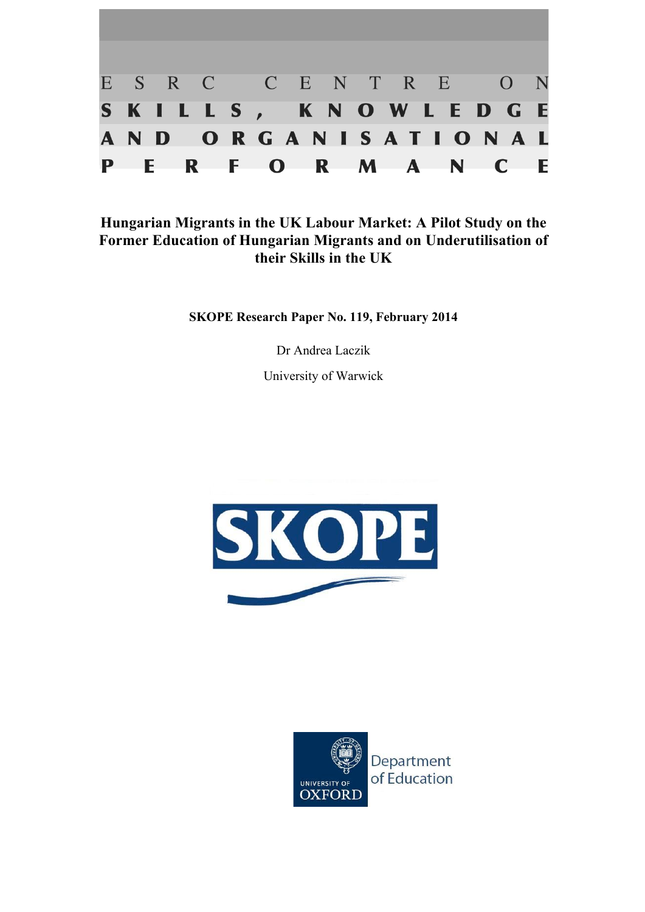ESRC CENTRE ON SKILLS, KNOWLEDGE AND ORGANISATIONAL PERFORMANCE

# Hungarian Migrants in the UK Labour Market: A Pilot Study on the Former Education of Hungarian Migrants and on Underutilisation of their Skills in the UK

**SKOPE Research Paper No. 119, February 2014**

Dr Andrea Laczik

University of Warwick

SKOPE

UNIVERSITY OF OXFORD Department of Education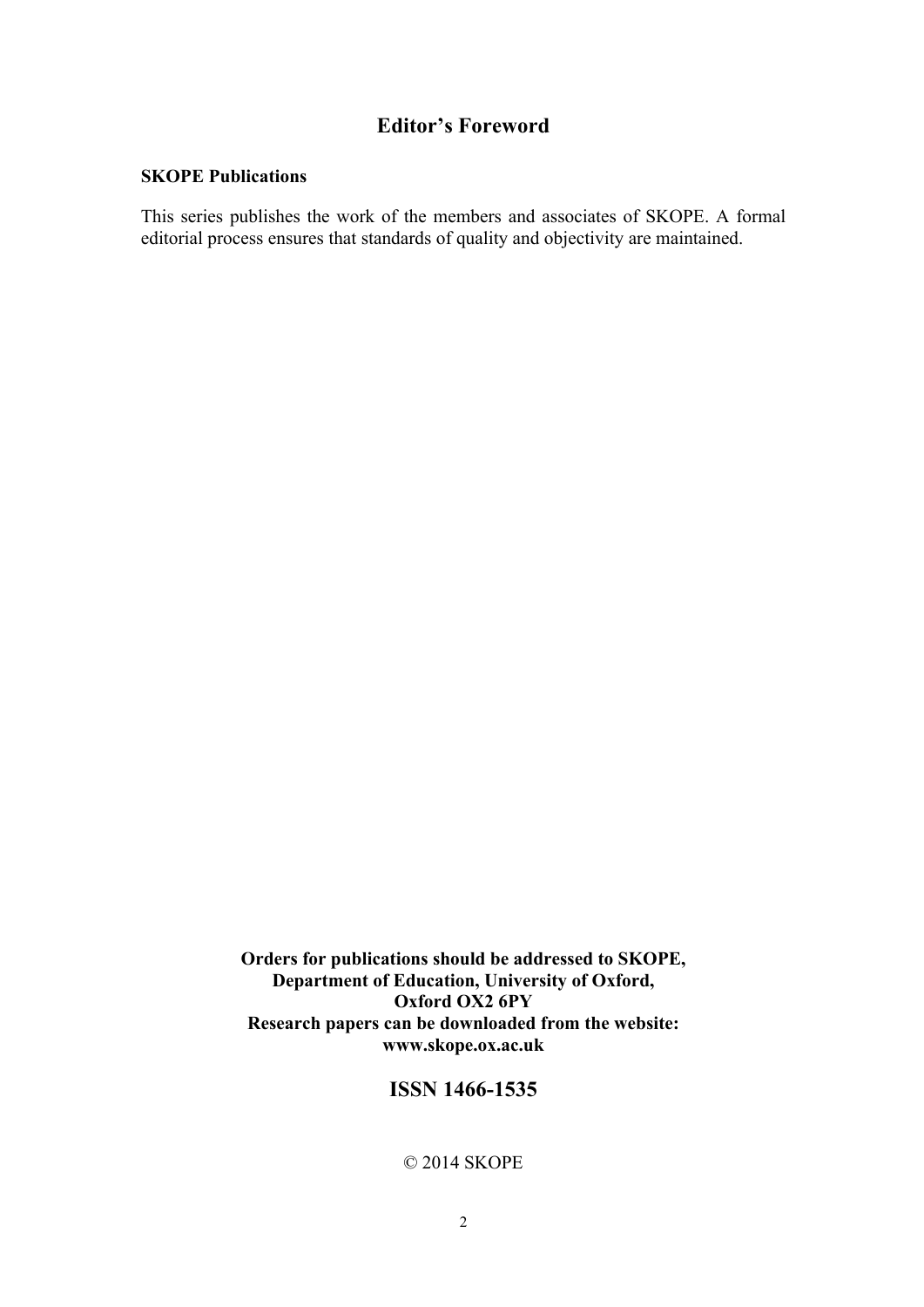## Editor's Foreword

**SKOPE Publications**

This series publishes the work of the members and associates of SKOPE. A formal editorial process ensures that standards of quality and objectivity are maintained.

**Orders for publications should be addressed to SKOPE,**
**Department of Education, University of Oxford,**
**Oxford OX2 6PY**
**Research papers can be downloaded from the website:**
**www.skope.ox.ac.uk**

**ISSN 1466-1535**

© 2014 SKOPE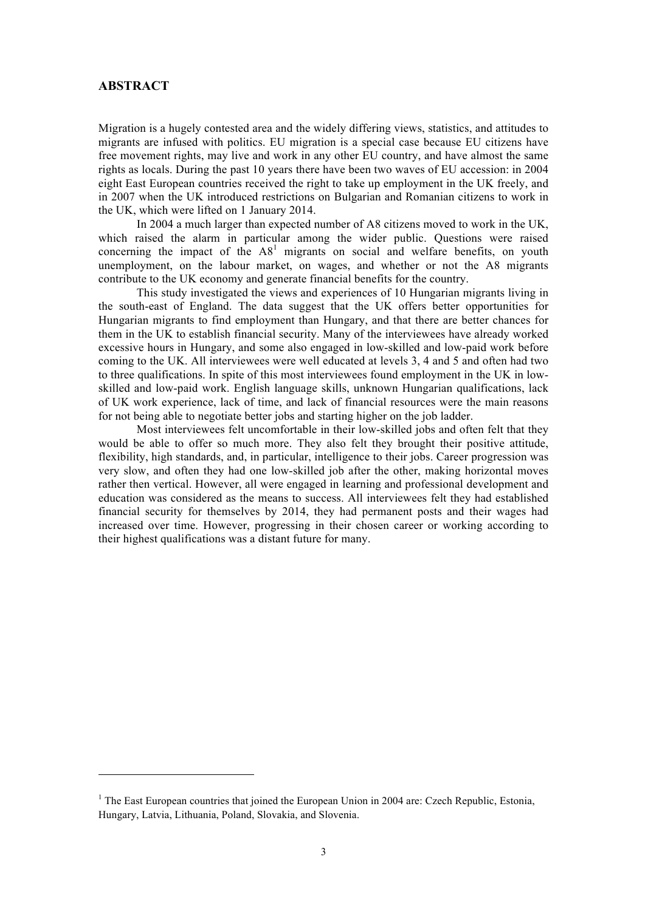## ABSTRACT

Migration is a hugely contested area and the widely differing views, statistics, and attitudes to migrants are infused with politics. EU migration is a special case because EU citizens have free movement rights, may live and work in any other EU country, and have almost the same rights as locals. During the past 10 years there have been two waves of EU accession: in 2004 eight East European countries received the right to take up employment in the UK freely, and in 2007 when the UK introduced restrictions on Bulgarian and Romanian citizens to work in the UK, which were lifted on 1 January 2014.

In 2004 a much larger than expected number of A8 citizens moved to work in the UK, which raised the alarm in particular among the wider public. Questions were raised concerning the impact of the A8[1] migrants on social and welfare benefits, on youth unemployment, on the labour market, on wages, and whether or not the A8 migrants contribute to the UK economy and generate financial benefits for the country.

This study investigated the views and experiences of 10 Hungarian migrants living in the south-east of England. The data suggest that the UK offers better opportunities for Hungarian migrants to find employment than Hungary, and that there are better chances for them in the UK to establish financial security. Many of the interviewees have already worked excessive hours in Hungary, and some also engaged in low-skilled and low-paid work before coming to the UK. All interviewees were well educated at levels 3, 4 and 5 and often had two to three qualifications. In spite of this most interviewees found employment in the UK in low-skilled and low-paid work. English language skills, unknown Hungarian qualifications, lack of UK work experience, lack of time, and lack of financial resources were the main reasons for not being able to negotiate better jobs and starting higher on the job ladder.

Most interviewees felt uncomfortable in their low-skilled jobs and often felt that they would be able to offer so much more. They also felt they brought their positive attitude, flexibility, high standards, and, in particular, intelligence to their jobs. Career progression was very slow, and often they had one low-skilled job after the other, making horizontal moves rather then vertical. However, all were engaged in learning and professional development and education was considered as the means to success. All interviewees felt they had established financial security for themselves by 2014, they had permanent posts and their wages had increased over time. However, progressing in their chosen career or working according to their highest qualifications was a distant future for many.

---

[1] The East European countries that joined the European Union in 2004 are: Czech Republic, Estonia, Hungary, Latvia, Lithuania, Poland, Slovakia, and Slovenia.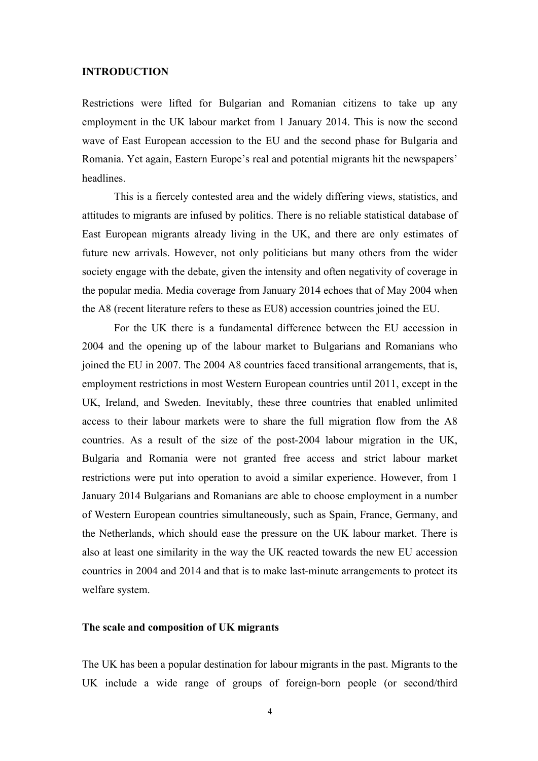## INTRODUCTION

Restrictions were lifted for Bulgarian and Romanian citizens to take up any employment in the UK labour market from 1 January 2014. This is now the second wave of East European accession to the EU and the second phase for Bulgaria and Romania. Yet again, Eastern Europe's real and potential migrants hit the newspapers' headlines.

This is a fiercely contested area and the widely differing views, statistics, and attitudes to migrants are infused by politics. There is no reliable statistical database of East European migrants already living in the UK, and there are only estimates of future new arrivals. However, not only politicians but many others from the wider society engage with the debate, given the intensity and often negativity of coverage in the popular media. Media coverage from January 2014 echoes that of May 2004 when the A8 (recent literature refers to these as EU8) accession countries joined the EU.

For the UK there is a fundamental difference between the EU accession in 2004 and the opening up of the labour market to Bulgarians and Romanians who joined the EU in 2007. The 2004 A8 countries faced transitional arrangements, that is, employment restrictions in most Western European countries until 2011, except in the UK, Ireland, and Sweden. Inevitably, these three countries that enabled unlimited access to their labour markets were to share the full migration flow from the A8 countries. As a result of the size of the post-2004 labour migration in the UK, Bulgaria and Romania were not granted free access and strict labour market restrictions were put into operation to avoid a similar experience. However, from 1 January 2014 Bulgarians and Romanians are able to choose employment in a number of Western European countries simultaneously, such as Spain, France, Germany, and the Netherlands, which should ease the pressure on the UK labour market. There is also at least one similarity in the way the UK reacted towards the new EU accession countries in 2004 and 2014 and that is to make last-minute arrangements to protect its welfare system.

### The scale and composition of UK migrants

The UK has been a popular destination for labour migrants in the past. Migrants to the UK include a wide range of groups of foreign-born people (or second/third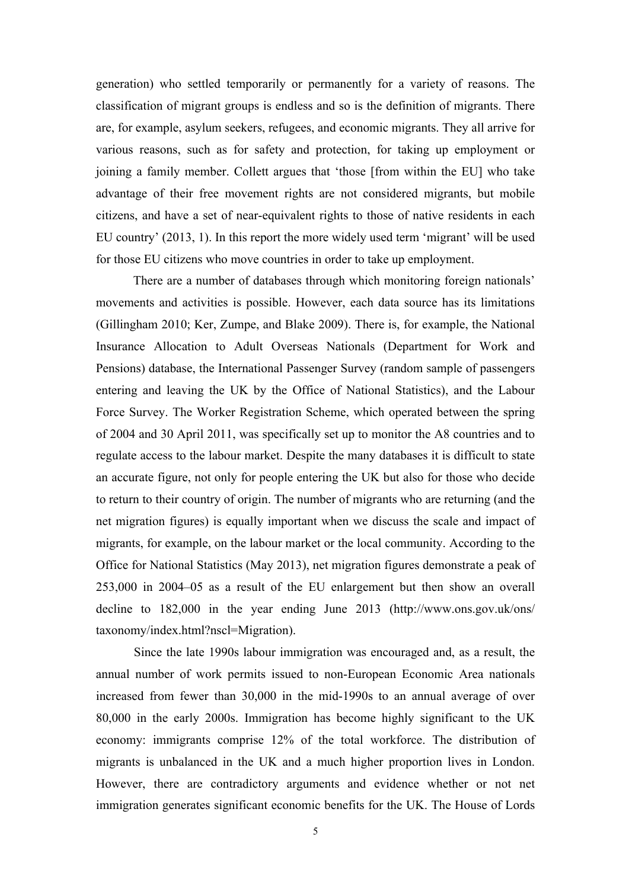generation) who settled temporarily or permanently for a variety of reasons. The classification of migrant groups is endless and so is the definition of migrants. There are, for example, asylum seekers, refugees, and economic migrants. They all arrive for various reasons, such as for safety and protection, for taking up employment or joining a family member. Collett argues that 'those [from within the EU] who take advantage of their free movement rights are not considered migrants, but mobile citizens, and have a set of near-equivalent rights to those of native residents in each EU country' (2013, 1). In this report the more widely used term 'migrant' will be used for those EU citizens who move countries in order to take up employment.

There are a number of databases through which monitoring foreign nationals' movements and activities is possible. However, each data source has its limitations (Gillingham 2010; Ker, Zumpe, and Blake 2009). There is, for example, the National Insurance Allocation to Adult Overseas Nationals (Department for Work and Pensions) database, the International Passenger Survey (random sample of passengers entering and leaving the UK by the Office of National Statistics), and the Labour Force Survey. The Worker Registration Scheme, which operated between the spring of 2004 and 30 April 2011, was specifically set up to monitor the A8 countries and to regulate access to the labour market. Despite the many databases it is difficult to state an accurate figure, not only for people entering the UK but also for those who decide to return to their country of origin. The number of migrants who are returning (and the net migration figures) is equally important when we discuss the scale and impact of migrants, for example, on the labour market or the local community. According to the Office for National Statistics (May 2013), net migration figures demonstrate a peak of 253,000 in 2004–05 as a result of the EU enlargement but then show an overall decline to 182,000 in the year ending June 2013 (http://www.ons.gov.uk/ons/taxonomy/index.html?nscl=Migration).

Since the late 1990s labour immigration was encouraged and, as a result, the annual number of work permits issued to non-European Economic Area nationals increased from fewer than 30,000 in the mid-1990s to an annual average of over 80,000 in the early 2000s. Immigration has become highly significant to the UK economy: immigrants comprise 12% of the total workforce. The distribution of migrants is unbalanced in the UK and a much higher proportion lives in London. However, there are contradictory arguments and evidence whether or not net immigration generates significant economic benefits for the UK. The House of Lords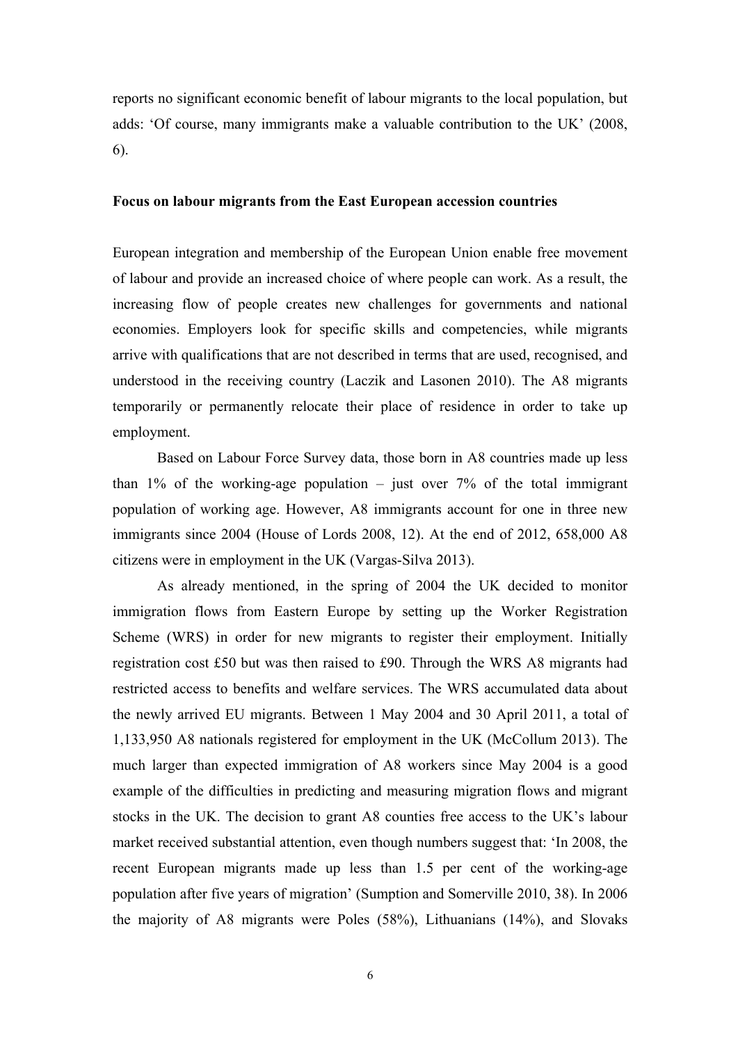reports no significant economic benefit of labour migrants to the local population, but adds: 'Of course, many immigrants make a valuable contribution to the UK' (2008, 6).

**Focus on labour migrants from the East European accession countries**

European integration and membership of the European Union enable free movement of labour and provide an increased choice of where people can work. As a result, the increasing flow of people creates new challenges for governments and national economies. Employers look for specific skills and competencies, while migrants arrive with qualifications that are not described in terms that are used, recognised, and understood in the receiving country (Laczik and Lasonen 2010). The A8 migrants temporarily or permanently relocate their place of residence in order to take up employment.

Based on Labour Force Survey data, those born in A8 countries made up less than 1% of the working-age population – just over 7% of the total immigrant population of working age. However, A8 immigrants account for one in three new immigrants since 2004 (House of Lords 2008, 12). At the end of 2012, 658,000 A8 citizens were in employment in the UK (Vargas-Silva 2013).

As already mentioned, in the spring of 2004 the UK decided to monitor immigration flows from Eastern Europe by setting up the Worker Registration Scheme (WRS) in order for new migrants to register their employment. Initially registration cost £50 but was then raised to £90. Through the WRS A8 migrants had restricted access to benefits and welfare services. The WRS accumulated data about the newly arrived EU migrants. Between 1 May 2004 and 30 April 2011, a total of 1,133,950 A8 nationals registered for employment in the UK (McCollum 2013). The much larger than expected immigration of A8 workers since May 2004 is a good example of the difficulties in predicting and measuring migration flows and migrant stocks in the UK. The decision to grant A8 counties free access to the UK's labour market received substantial attention, even though numbers suggest that: 'In 2008, the recent European migrants made up less than 1.5 per cent of the working-age population after five years of migration' (Sumption and Somerville 2010, 38). In 2006 the majority of A8 migrants were Poles (58%), Lithuanians (14%), and Slovaks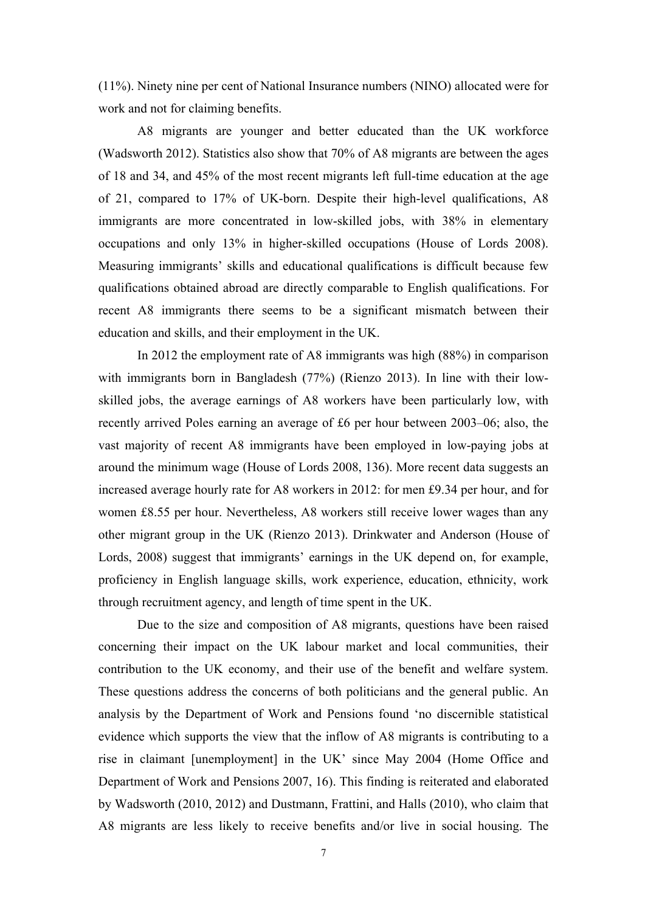(11%). Ninety nine per cent of National Insurance numbers (NINO) allocated were for work and not for claiming benefits.

A8 migrants are younger and better educated than the UK workforce (Wadsworth 2012). Statistics also show that 70% of A8 migrants are between the ages of 18 and 34, and 45% of the most recent migrants left full-time education at the age of 21, compared to 17% of UK-born. Despite their high-level qualifications, A8 immigrants are more concentrated in low-skilled jobs, with 38% in elementary occupations and only 13% in higher-skilled occupations (House of Lords 2008). Measuring immigrants' skills and educational qualifications is difficult because few qualifications obtained abroad are directly comparable to English qualifications. For recent A8 immigrants there seems to be a significant mismatch between their education and skills, and their employment in the UK.

In 2012 the employment rate of A8 immigrants was high (88%) in comparison with immigrants born in Bangladesh (77%) (Rienzo 2013). In line with their low-skilled jobs, the average earnings of A8 workers have been particularly low, with recently arrived Poles earning an average of £6 per hour between 2003–06; also, the vast majority of recent A8 immigrants have been employed in low-paying jobs at around the minimum wage (House of Lords 2008, 136). More recent data suggests an increased average hourly rate for A8 workers in 2012: for men £9.34 per hour, and for women £8.55 per hour. Nevertheless, A8 workers still receive lower wages than any other migrant group in the UK (Rienzo 2013). Drinkwater and Anderson (House of Lords, 2008) suggest that immigrants' earnings in the UK depend on, for example, proficiency in English language skills, work experience, education, ethnicity, work through recruitment agency, and length of time spent in the UK.

Due to the size and composition of A8 migrants, questions have been raised concerning their impact on the UK labour market and local communities, their contribution to the UK economy, and their use of the benefit and welfare system. These questions address the concerns of both politicians and the general public. An analysis by the Department of Work and Pensions found 'no discernible statistical evidence which supports the view that the inflow of A8 migrants is contributing to a rise in claimant [unemployment] in the UK' since May 2004 (Home Office and Department of Work and Pensions 2007, 16). This finding is reiterated and elaborated by Wadsworth (2010, 2012) and Dustmann, Frattini, and Halls (2010), who claim that A8 migrants are less likely to receive benefits and/or live in social housing. The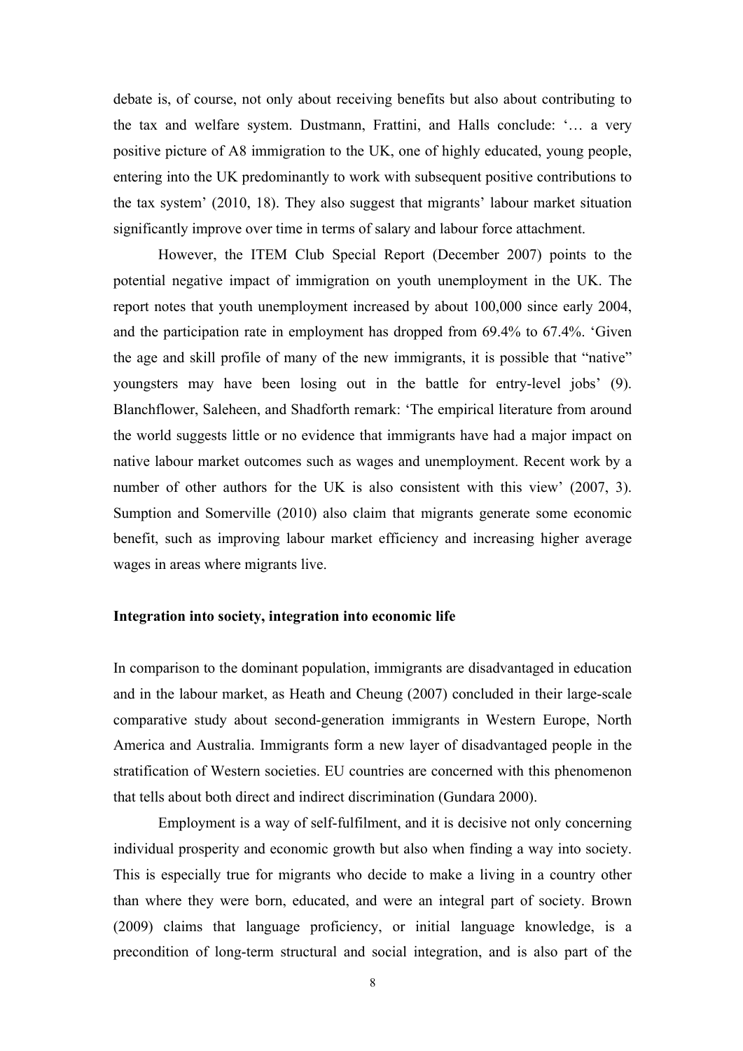debate is, of course, not only about receiving benefits but also about contributing to the tax and welfare system. Dustmann, Frattini, and Halls conclude: '… a very positive picture of A8 immigration to the UK, one of highly educated, young people, entering into the UK predominantly to work with subsequent positive contributions to the tax system' (2010, 18). They also suggest that migrants' labour market situation significantly improve over time in terms of salary and labour force attachment.

However, the ITEM Club Special Report (December 2007) points to the potential negative impact of immigration on youth unemployment in the UK. The report notes that youth unemployment increased by about 100,000 since early 2004, and the participation rate in employment has dropped from 69.4% to 67.4%. 'Given the age and skill profile of many of the new immigrants, it is possible that "native" youngsters may have been losing out in the battle for entry-level jobs' (9). Blanchflower, Saleheen, and Shadforth remark: 'The empirical literature from around the world suggests little or no evidence that immigrants have had a major impact on native labour market outcomes such as wages and unemployment. Recent work by a number of other authors for the UK is also consistent with this view' (2007, 3). Sumption and Somerville (2010) also claim that migrants generate some economic benefit, such as improving labour market efficiency and increasing higher average wages in areas where migrants live.

**Integration into society, integration into economic life**

In comparison to the dominant population, immigrants are disadvantaged in education and in the labour market, as Heath and Cheung (2007) concluded in their large-scale comparative study about second-generation immigrants in Western Europe, North America and Australia. Immigrants form a new layer of disadvantaged people in the stratification of Western societies. EU countries are concerned with this phenomenon that tells about both direct and indirect discrimination (Gundara 2000).

Employment is a way of self-fulfilment, and it is decisive not only concerning individual prosperity and economic growth but also when finding a way into society. This is especially true for migrants who decide to make a living in a country other than where they were born, educated, and were an integral part of society. Brown (2009) claims that language proficiency, or initial language knowledge, is a precondition of long-term structural and social integration, and is also part of the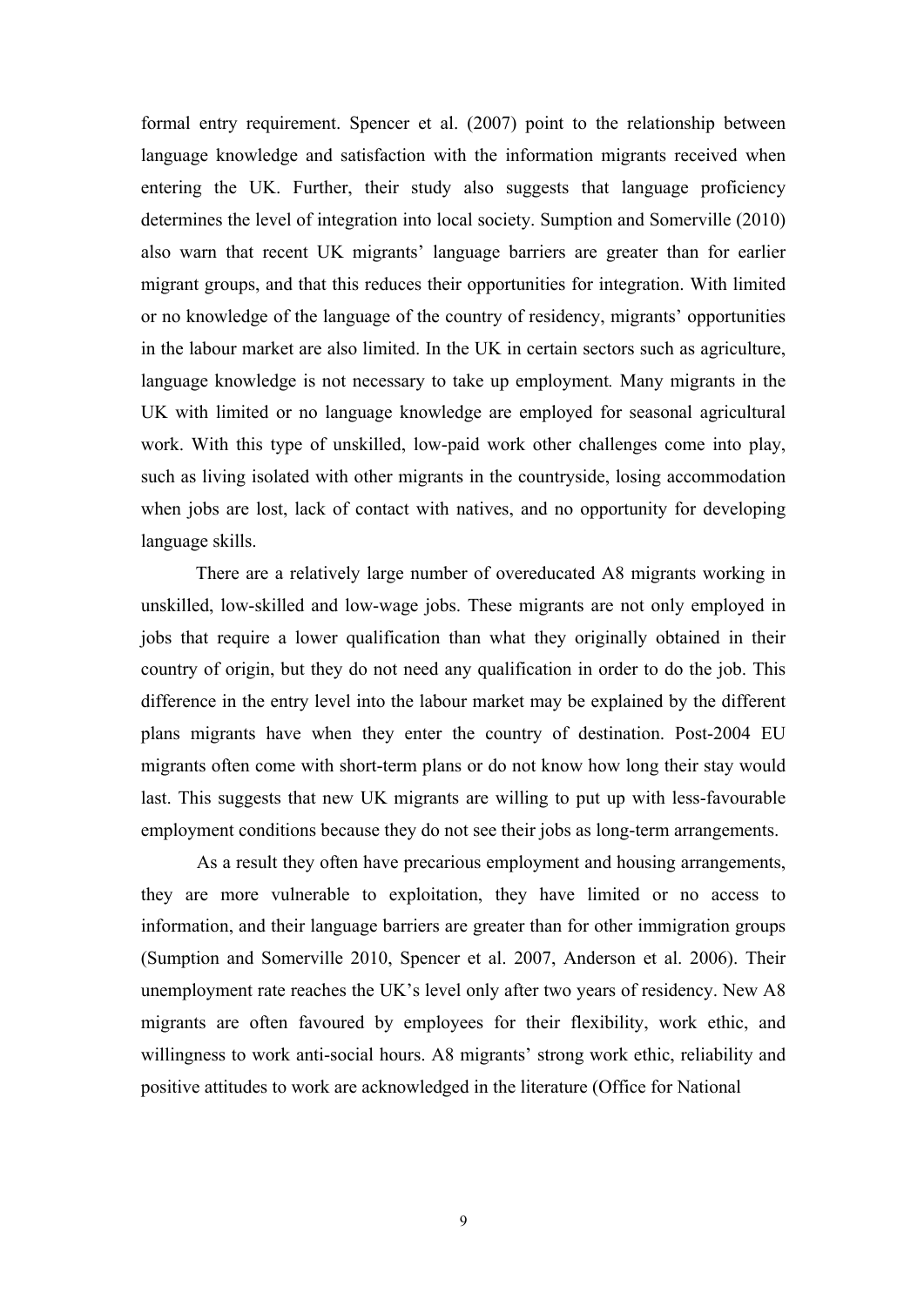formal entry requirement. Spencer et al. (2007) point to the relationship between language knowledge and satisfaction with the information migrants received when entering the UK. Further, their study also suggests that language proficiency determines the level of integration into local society. Sumption and Somerville (2010) also warn that recent UK migrants' language barriers are greater than for earlier migrant groups, and that this reduces their opportunities for integration. With limited or no knowledge of the language of the country of residency, migrants' opportunities in the labour market are also limited. In the UK in certain sectors such as agriculture, language knowledge is not necessary to take up employment. Many migrants in the UK with limited or no language knowledge are employed for seasonal agricultural work. With this type of unskilled, low-paid work other challenges come into play, such as living isolated with other migrants in the countryside, losing accommodation when jobs are lost, lack of contact with natives, and no opportunity for developing language skills.

There are a relatively large number of overeducated A8 migrants working in unskilled, low-skilled and low-wage jobs. These migrants are not only employed in jobs that require a lower qualification than what they originally obtained in their country of origin, but they do not need any qualification in order to do the job. This difference in the entry level into the labour market may be explained by the different plans migrants have when they enter the country of destination. Post-2004 EU migrants often come with short-term plans or do not know how long their stay would last. This suggests that new UK migrants are willing to put up with less-favourable employment conditions because they do not see their jobs as long-term arrangements.

As a result they often have precarious employment and housing arrangements, they are more vulnerable to exploitation, they have limited or no access to information, and their language barriers are greater than for other immigration groups (Sumption and Somerville 2010, Spencer et al. 2007, Anderson et al. 2006). Their unemployment rate reaches the UK's level only after two years of residency. New A8 migrants are often favoured by employees for their flexibility, work ethic, and willingness to work anti-social hours. A8 migrants' strong work ethic, reliability and positive attitudes to work are acknowledged in the literature (Office for National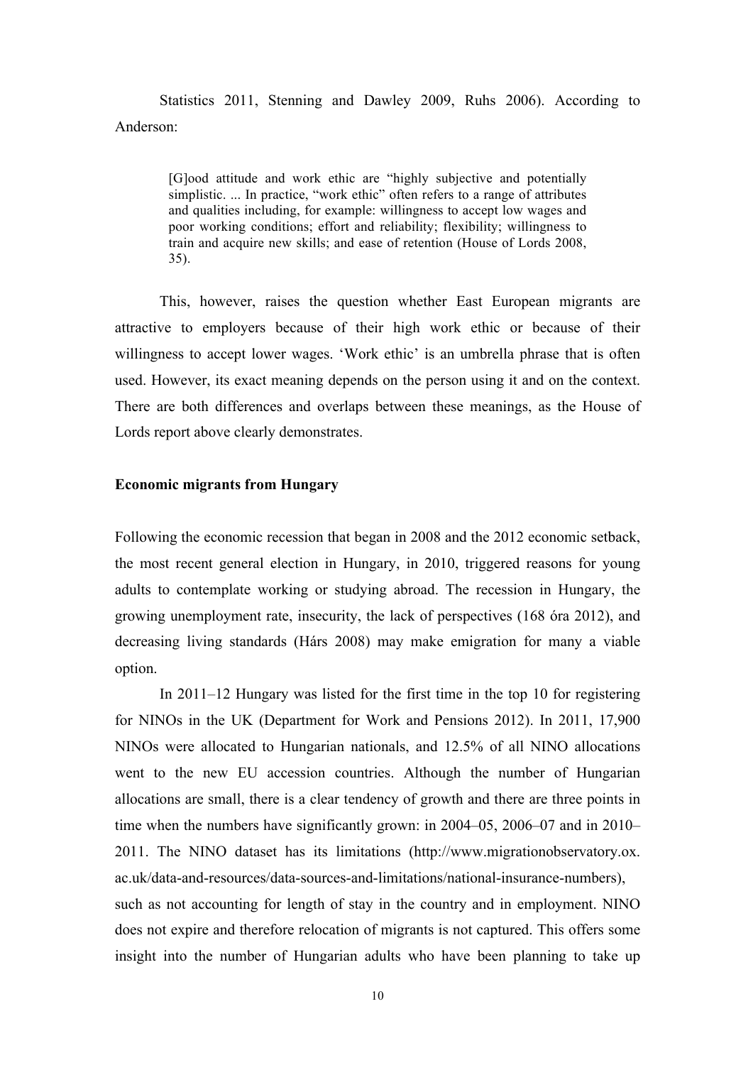Statistics 2011, Stenning and Dawley 2009, Ruhs 2006). According to Anderson:

> [G]ood attitude and work ethic are "highly subjective and potentially simplistic. ... In practice, "work ethic" often refers to a range of attributes and qualities including, for example: willingness to accept low wages and poor working conditions; effort and reliability; flexibility; willingness to train and acquire new skills; and ease of retention (House of Lords 2008, 35).

This, however, raises the question whether East European migrants are attractive to employers because of their high work ethic or because of their willingness to accept lower wages. 'Work ethic' is an umbrella phrase that is often used. However, its exact meaning depends on the person using it and on the context. There are both differences and overlaps between these meanings, as the House of Lords report above clearly demonstrates.

**Economic migrants from Hungary**

Following the economic recession that began in 2008 and the 2012 economic setback, the most recent general election in Hungary, in 2010, triggered reasons for young adults to contemplate working or studying abroad. The recession in Hungary, the growing unemployment rate, insecurity, the lack of perspectives (168 óra 2012), and decreasing living standards (Hárs 2008) may make emigration for many a viable option.

In 2011–12 Hungary was listed for the first time in the top 10 for registering for NINOs in the UK (Department for Work and Pensions 2012). In 2011, 17,900 NINOs were allocated to Hungarian nationals, and 12.5% of all NINO allocations went to the new EU accession countries. Although the number of Hungarian allocations are small, there is a clear tendency of growth and there are three points in time when the numbers have significantly grown: in 2004–05, 2006–07 and in 2010–2011. The NINO dataset has its limitations (http://www.migrationobservatory.ox.ac.uk/data-and-resources/data-sources-and-limitations/national-insurance-numbers), such as not accounting for length of stay in the country and in employment. NINO does not expire and therefore relocation of migrants is not captured. This offers some insight into the number of Hungarian adults who have been planning to take up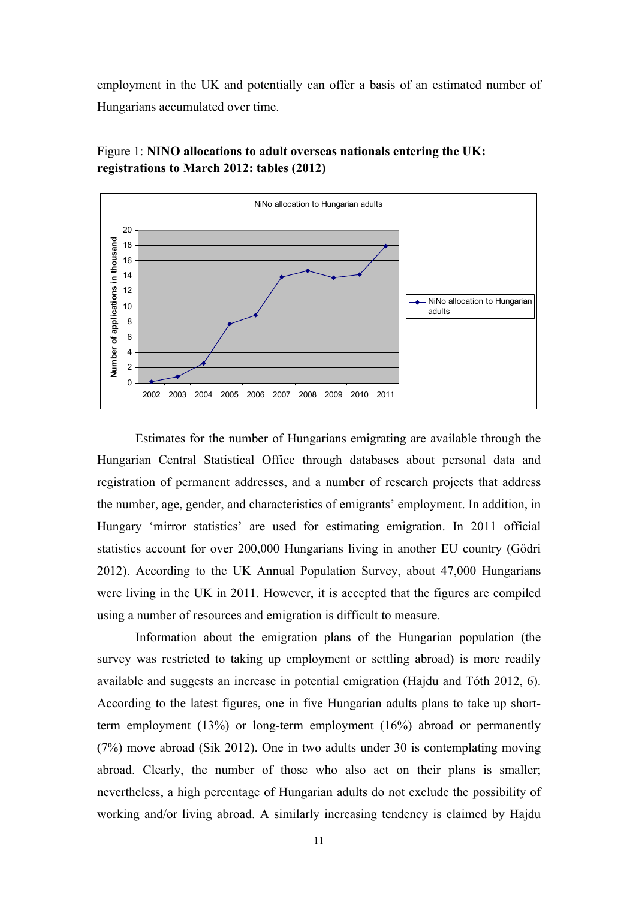employment in the UK and potentially can offer a basis of an estimated number of Hungarians accumulated over time.

Figure 1: **NINO allocations to adult overseas nationals entering the UK: registrations to March 2012: tables (2012)**

Estimates for the number of Hungarians emigrating are available through the Hungarian Central Statistical Office through databases about personal data and registration of permanent addresses, and a number of research projects that address the number, age, gender, and characteristics of emigrants' employment. In addition, in Hungary 'mirror statistics' are used for estimating emigration. In 2011 official statistics account for over 200,000 Hungarians living in another EU country (Gödri 2012). According to the UK Annual Population Survey, about 47,000 Hungarians were living in the UK in 2011. However, it is accepted that the figures are compiled using a number of resources and emigration is difficult to measure.

Information about the emigration plans of the Hungarian population (the survey was restricted to taking up employment or settling abroad) is more readily available and suggests an increase in potential emigration (Hajdu and Tóth 2012, 6). According to the latest figures, one in five Hungarian adults plans to take up short-term employment (13%) or long-term employment (16%) abroad or permanently (7%) move abroad (Sik 2012). One in two adults under 30 is contemplating moving abroad. Clearly, the number of those who also act on their plans is smaller; nevertheless, a high percentage of Hungarian adults do not exclude the possibility of working and/or living abroad. A similarly increasing tendency is claimed by Hajdu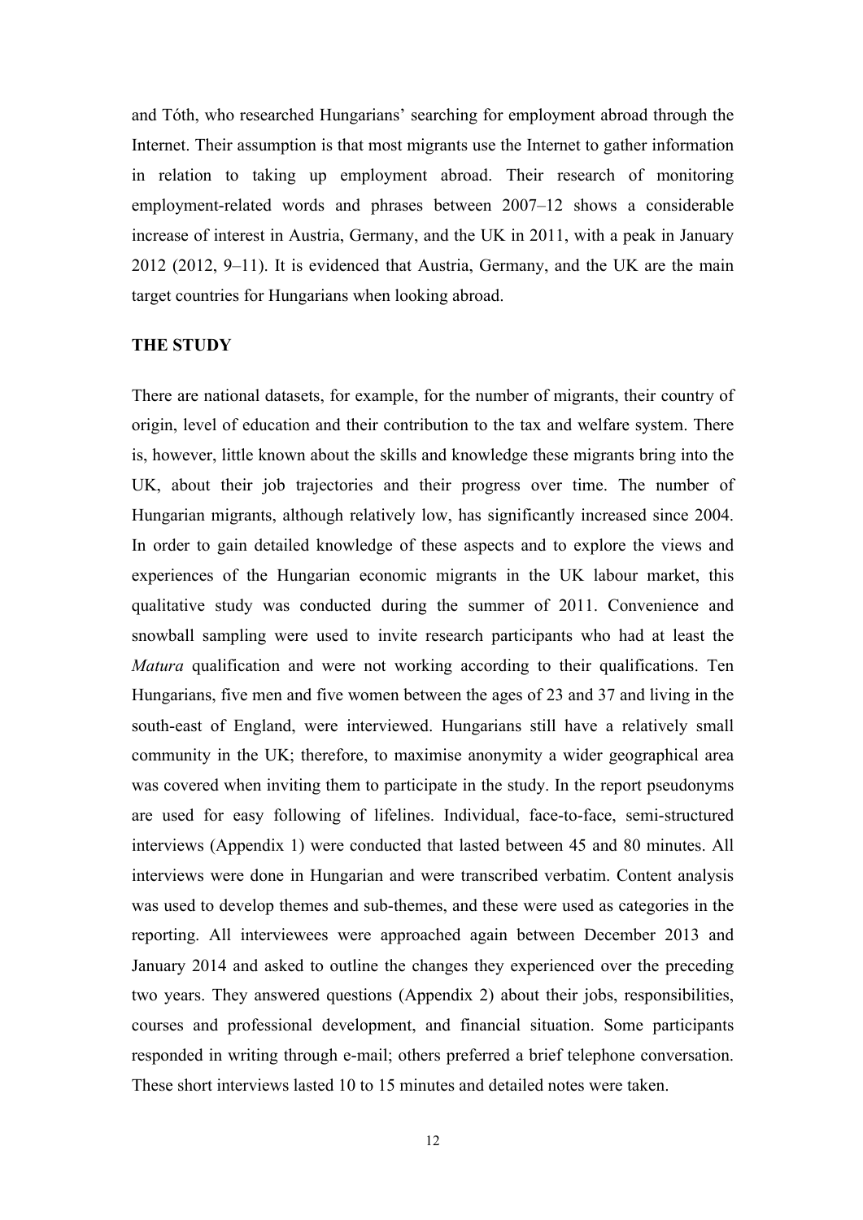and Tóth, who researched Hungarians' searching for employment abroad through the Internet. Their assumption is that most migrants use the Internet to gather information in relation to taking up employment abroad. Their research of monitoring employment-related words and phrases between 2007–12 shows a considerable increase of interest in Austria, Germany, and the UK in 2011, with a peak in January 2012 (2012, 9–11). It is evidenced that Austria, Germany, and the UK are the main target countries for Hungarians when looking abroad.

## THE STUDY

There are national datasets, for example, for the number of migrants, their country of origin, level of education and their contribution to the tax and welfare system. There is, however, little known about the skills and knowledge these migrants bring into the UK, about their job trajectories and their progress over time. The number of Hungarian migrants, although relatively low, has significantly increased since 2004. In order to gain detailed knowledge of these aspects and to explore the views and experiences of the Hungarian economic migrants in the UK labour market, this qualitative study was conducted during the summer of 2011. Convenience and snowball sampling were used to invite research participants who had at least the *Matura* qualification and were not working according to their qualifications. Ten Hungarians, five men and five women between the ages of 23 and 37 and living in the south-east of England, were interviewed. Hungarians still have a relatively small community in the UK; therefore, to maximise anonymity a wider geographical area was covered when inviting them to participate in the study. In the report pseudonyms are used for easy following of lifelines. Individual, face-to-face, semi-structured interviews (Appendix 1) were conducted that lasted between 45 and 80 minutes. All interviews were done in Hungarian and were transcribed verbatim. Content analysis was used to develop themes and sub-themes, and these were used as categories in the reporting. All interviewees were approached again between December 2013 and January 2014 and asked to outline the changes they experienced over the preceding two years. They answered questions (Appendix 2) about their jobs, responsibilities, courses and professional development, and financial situation. Some participants responded in writing through e-mail; others preferred a brief telephone conversation. These short interviews lasted 10 to 15 minutes and detailed notes were taken.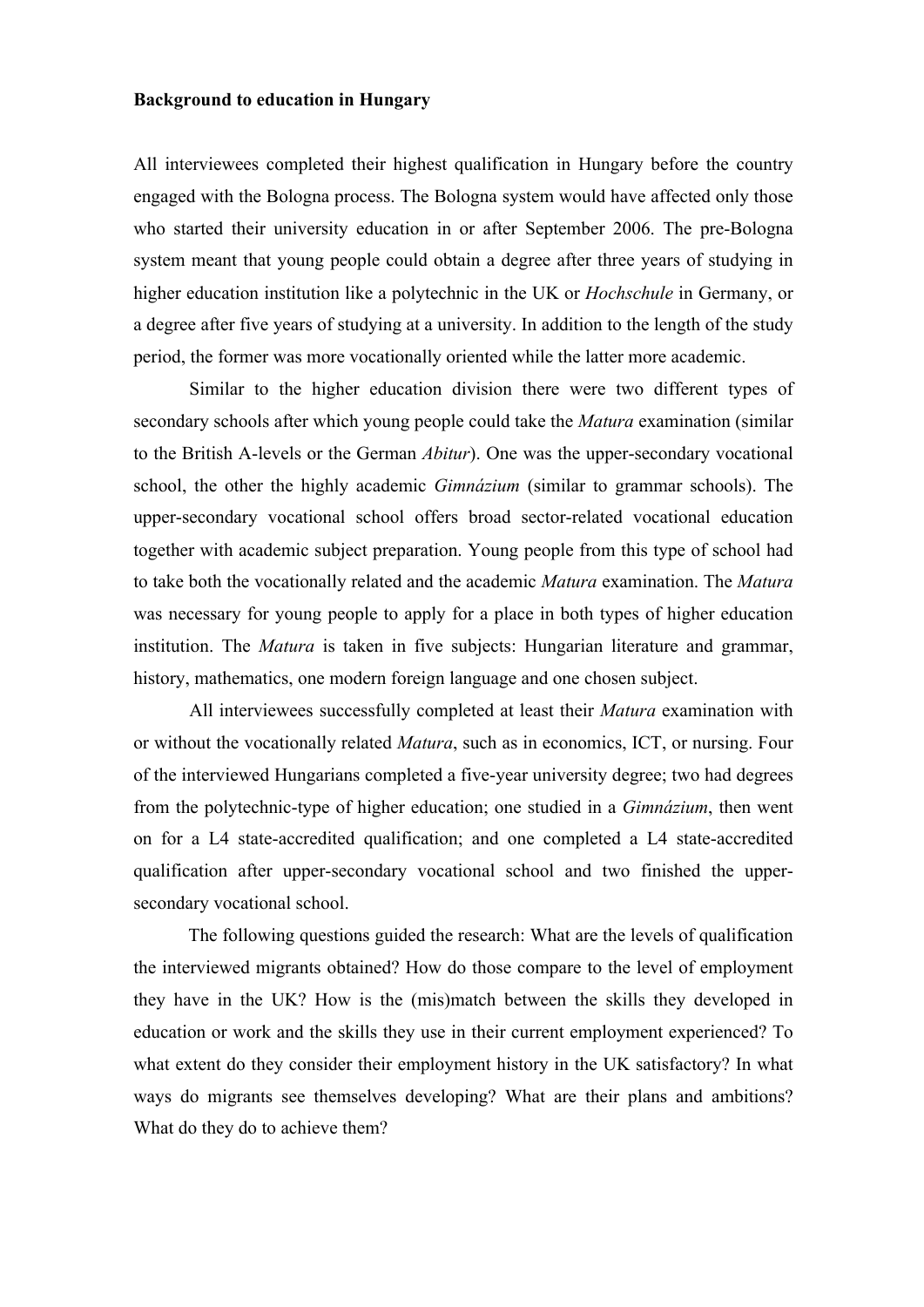**Background to education in Hungary**

All interviewees completed their highest qualification in Hungary before the country engaged with the Bologna process. The Bologna system would have affected only those who started their university education in or after September 2006. The pre-Bologna system meant that young people could obtain a degree after three years of studying in higher education institution like a polytechnic in the UK or *Hochschule* in Germany, or a degree after five years of studying at a university. In addition to the length of the study period, the former was more vocationally oriented while the latter more academic.

Similar to the higher education division there were two different types of secondary schools after which young people could take the *Matura* examination (similar to the British A-levels or the German *Abitur*). One was the upper-secondary vocational school, the other the highly academic *Gimnázium* (similar to grammar schools). The upper-secondary vocational school offers broad sector-related vocational education together with academic subject preparation. Young people from this type of school had to take both the vocationally related and the academic *Matura* examination. The *Matura* was necessary for young people to apply for a place in both types of higher education institution. The *Matura* is taken in five subjects: Hungarian literature and grammar, history, mathematics, one modern foreign language and one chosen subject.

All interviewees successfully completed at least their *Matura* examination with or without the vocationally related *Matura*, such as in economics, ICT, or nursing. Four of the interviewed Hungarians completed a five-year university degree; two had degrees from the polytechnic-type of higher education; one studied in a *Gimnázium*, then went on for a L4 state-accredited qualification; and one completed a L4 state-accredited qualification after upper-secondary vocational school and two finished the upper-secondary vocational school.

The following questions guided the research: What are the levels of qualification the interviewed migrants obtained? How do those compare to the level of employment they have in the UK? How is the (mis)match between the skills they developed in education or work and the skills they use in their current employment experienced? To what extent do they consider their employment history in the UK satisfactory? In what ways do migrants see themselves developing? What are their plans and ambitions? What do they do to achieve them?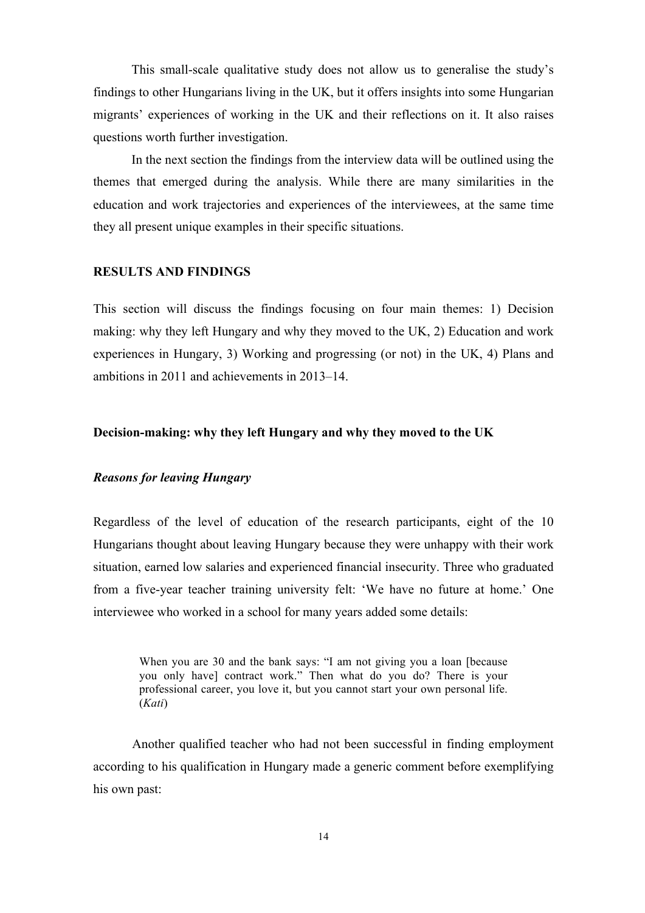This small-scale qualitative study does not allow us to generalise the study's findings to other Hungarians living in the UK, but it offers insights into some Hungarian migrants' experiences of working in the UK and their reflections on it. It also raises questions worth further investigation.

In the next section the findings from the interview data will be outlined using the themes that emerged during the analysis. While there are many similarities in the education and work trajectories and experiences of the interviewees, at the same time they all present unique examples in their specific situations.

## RESULTS AND FINDINGS

This section will discuss the findings focusing on four main themes: 1) Decision making: why they left Hungary and why they moved to the UK, 2) Education and work experiences in Hungary, 3) Working and progressing (or not) in the UK, 4) Plans and ambitions in 2011 and achievements in 2013–14.

### Decision-making: why they left Hungary and why they moved to the UK

#### *Reasons for leaving Hungary*

Regardless of the level of education of the research participants, eight of the 10 Hungarians thought about leaving Hungary because they were unhappy with their work situation, earned low salaries and experienced financial insecurity. Three who graduated from a five-year teacher training university felt: 'We have no future at home.' One interviewee who worked in a school for many years added some details:

> When you are 30 and the bank says: "I am not giving you a loan [because you only have] contract work." Then what do you do? There is your professional career, you love it, but you cannot start your own personal life. (*Kati*)

Another qualified teacher who had not been successful in finding employment according to his qualification in Hungary made a generic comment before exemplifying his own past: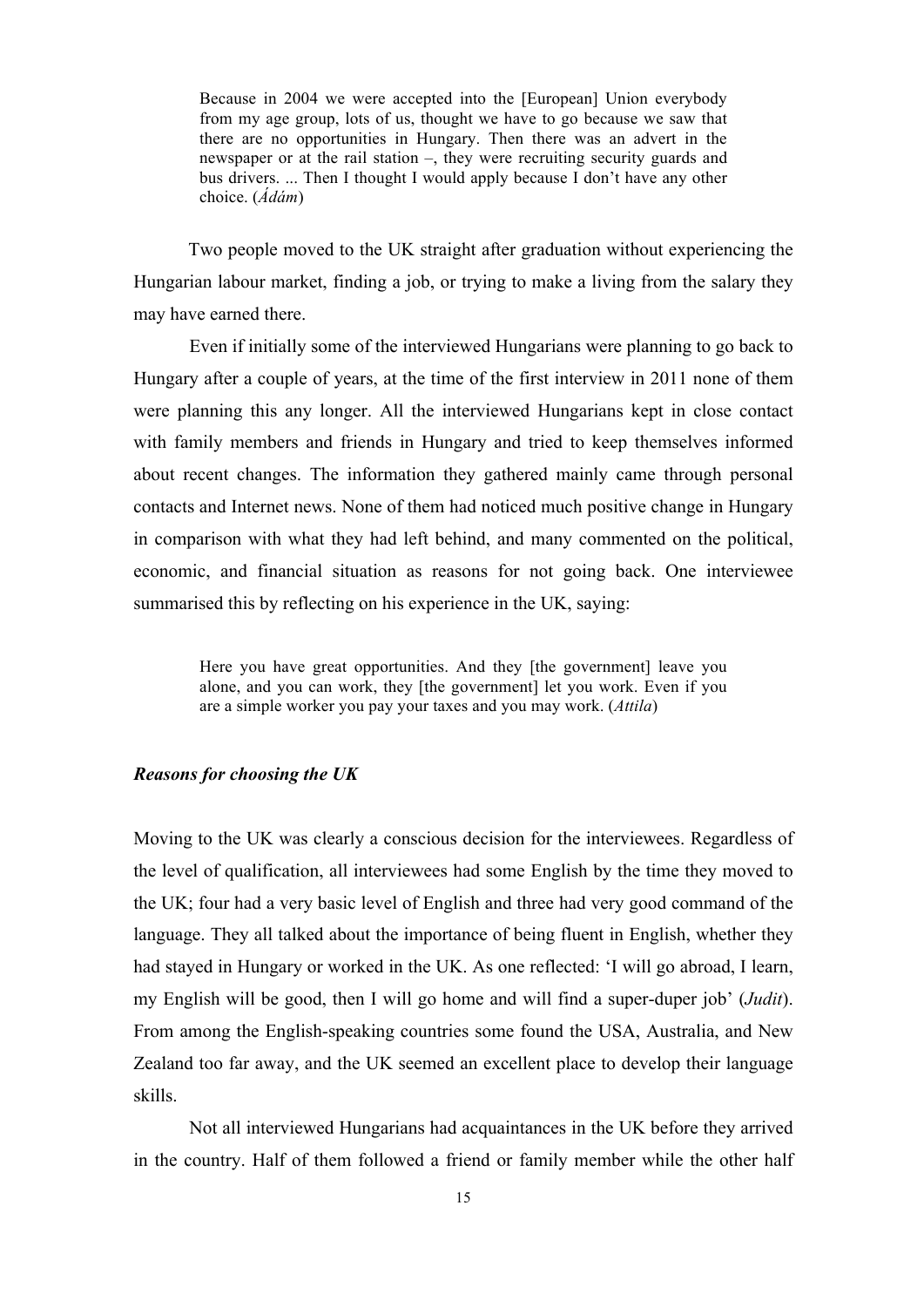> Because in 2004 we were accepted into the [European] Union everybody from my age group, lots of us, thought we have to go because we saw that there are no opportunities in Hungary. Then there was an advert in the newspaper or at the rail station –, they were recruiting security guards and bus drivers. ... Then I thought I would apply because I don't have any other choice. (*Ádám*)

Two people moved to the UK straight after graduation without experiencing the Hungarian labour market, finding a job, or trying to make a living from the salary they may have earned there.

Even if initially some of the interviewed Hungarians were planning to go back to Hungary after a couple of years, at the time of the first interview in 2011 none of them were planning this any longer. All the interviewed Hungarians kept in close contact with family members and friends in Hungary and tried to keep themselves informed about recent changes. The information they gathered mainly came through personal contacts and Internet news. None of them had noticed much positive change in Hungary in comparison with what they had left behind, and many commented on the political, economic, and financial situation as reasons for not going back. One interviewee summarised this by reflecting on his experience in the UK, saying:

> Here you have great opportunities. And they [the government] leave you alone, and you can work, they [the government] let you work. Even if you are a simple worker you pay your taxes and you may work. (*Attila*)

### *Reasons for choosing the UK*

Moving to the UK was clearly a conscious decision for the interviewees. Regardless of the level of qualification, all interviewees had some English by the time they moved to the UK; four had a very basic level of English and three had very good command of the language. They all talked about the importance of being fluent in English, whether they had stayed in Hungary or worked in the UK. As one reflected: 'I will go abroad, I learn, my English will be good, then I will go home and will find a super-duper job' (*Judit*). From among the English-speaking countries some found the USA, Australia, and New Zealand too far away, and the UK seemed an excellent place to develop their language skills.

Not all interviewed Hungarians had acquaintances in the UK before they arrived in the country. Half of them followed a friend or family member while the other half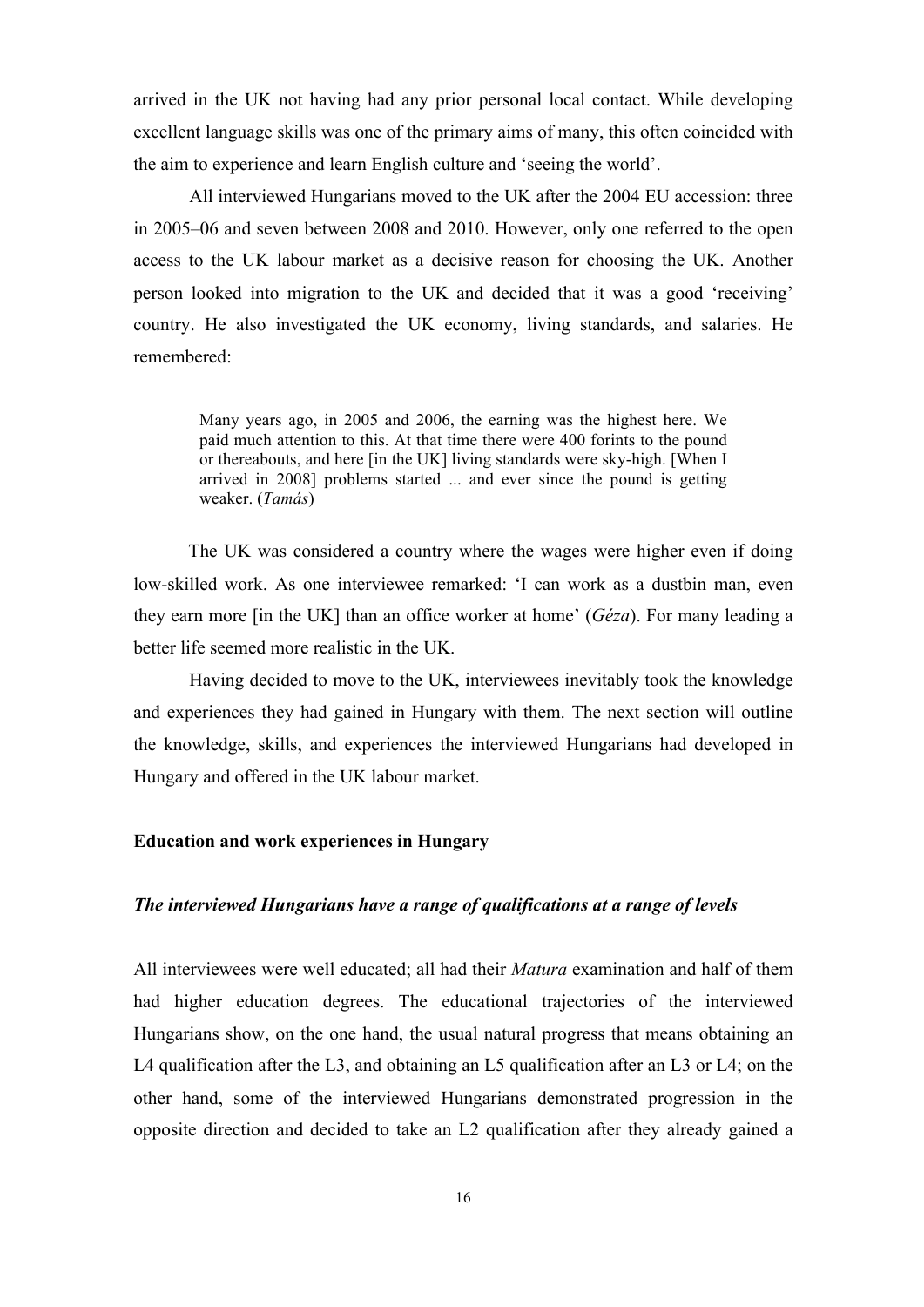arrived in the UK not having had any prior personal local contact. While developing excellent language skills was one of the primary aims of many, this often coincided with the aim to experience and learn English culture and 'seeing the world'.

All interviewed Hungarians moved to the UK after the 2004 EU accession: three in 2005–06 and seven between 2008 and 2010. However, only one referred to the open access to the UK labour market as a decisive reason for choosing the UK. Another person looked into migration to the UK and decided that it was a good 'receiving' country. He also investigated the UK economy, living standards, and salaries. He remembered:

> Many years ago, in 2005 and 2006, the earning was the highest here. We paid much attention to this. At that time there were 400 forints to the pound or thereabouts, and here [in the UK] living standards were sky-high. [When I arrived in 2008] problems started ... and ever since the pound is getting weaker. (*Tamás*)

The UK was considered a country where the wages were higher even if doing low-skilled work. As one interviewee remarked: 'I can work as a dustbin man, even they earn more [in the UK] than an office worker at home' (*Géza*). For many leading a better life seemed more realistic in the UK.

Having decided to move to the UK, interviewees inevitably took the knowledge and experiences they had gained in Hungary with them. The next section will outline the knowledge, skills, and experiences the interviewed Hungarians had developed in Hungary and offered in the UK labour market.

## Education and work experiences in Hungary

### *The interviewed Hungarians have a range of qualifications at a range of levels*

All interviewees were well educated; all had their *Matura* examination and half of them had higher education degrees. The educational trajectories of the interviewed Hungarians show, on the one hand, the usual natural progress that means obtaining an L4 qualification after the L3, and obtaining an L5 qualification after an L3 or L4; on the other hand, some of the interviewed Hungarians demonstrated progression in the opposite direction and decided to take an L2 qualification after they already gained a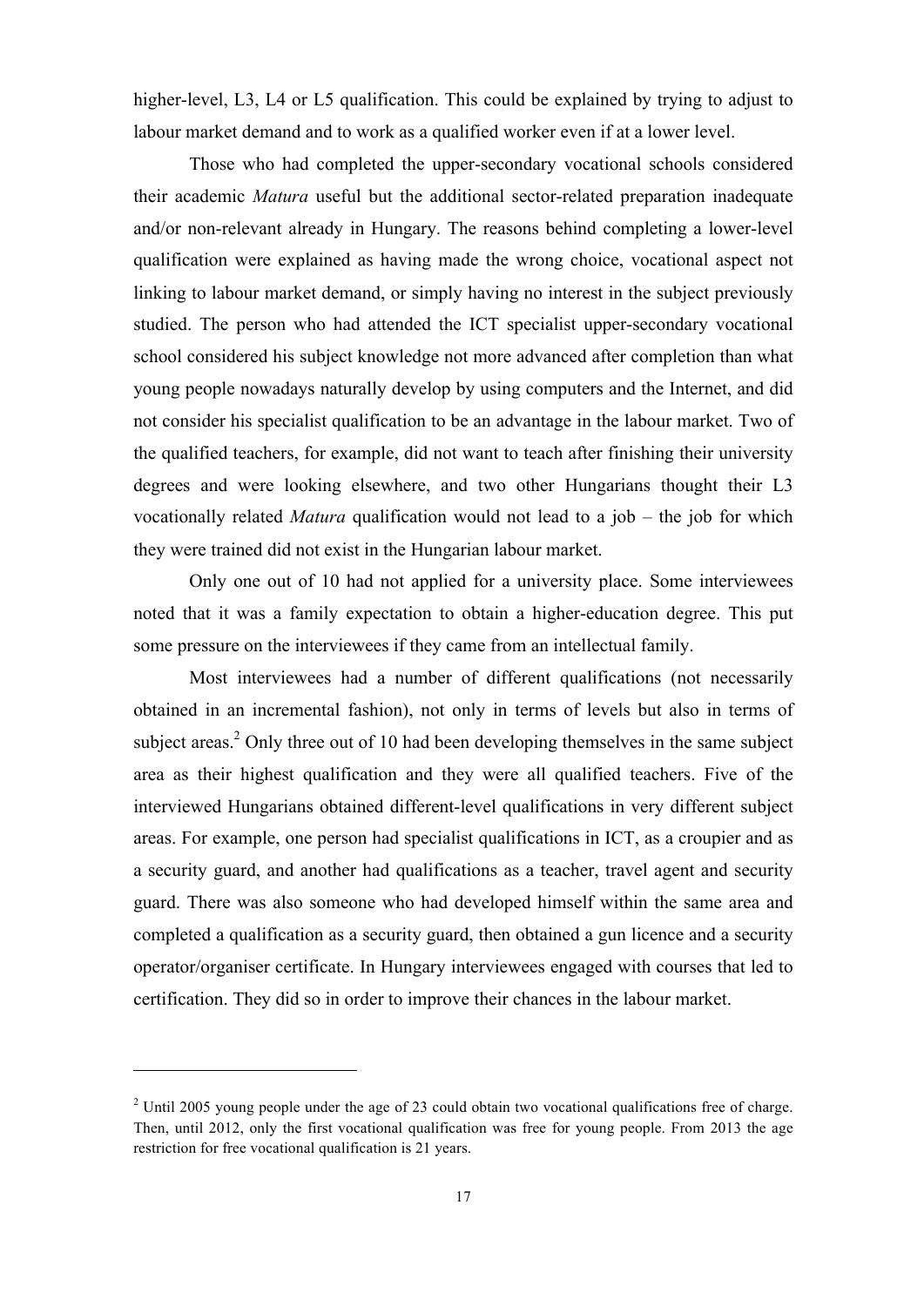higher-level, L3, L4 or L5 qualification. This could be explained by trying to adjust to labour market demand and to work as a qualified worker even if at a lower level.

Those who had completed the upper-secondary vocational schools considered their academic *Matura* useful but the additional sector-related preparation inadequate and/or non-relevant already in Hungary. The reasons behind completing a lower-level qualification were explained as having made the wrong choice, vocational aspect not linking to labour market demand, or simply having no interest in the subject previously studied. The person who had attended the ICT specialist upper-secondary vocational school considered his subject knowledge not more advanced after completion than what young people nowadays naturally develop by using computers and the Internet, and did not consider his specialist qualification to be an advantage in the labour market. Two of the qualified teachers, for example, did not want to teach after finishing their university degrees and were looking elsewhere, and two other Hungarians thought their L3 vocationally related *Matura* qualification would not lead to a job – the job for which they were trained did not exist in the Hungarian labour market.

Only one out of 10 had not applied for a university place. Some interviewees noted that it was a family expectation to obtain a higher-education degree. This put some pressure on the interviewees if they came from an intellectual family.

Most interviewees had a number of different qualifications (not necessarily obtained in an incremental fashion), not only in terms of levels but also in terms of subject areas.[2] Only three out of 10 had been developing themselves in the same subject area as their highest qualification and they were all qualified teachers. Five of the interviewed Hungarians obtained different-level qualifications in very different subject areas. For example, one person had specialist qualifications in ICT, as a croupier and as a security guard, and another had qualifications as a teacher, travel agent and security guard. There was also someone who had developed himself within the same area and completed a qualification as a security guard, then obtained a gun licence and a security operator/organiser certificate. In Hungary interviewees engaged with courses that led to certification. They did so in order to improve their chances in the labour market.

---

[2] Until 2005 young people under the age of 23 could obtain two vocational qualifications free of charge. Then, until 2012, only the first vocational qualification was free for young people. From 2013 the age restriction for free vocational qualification is 21 years.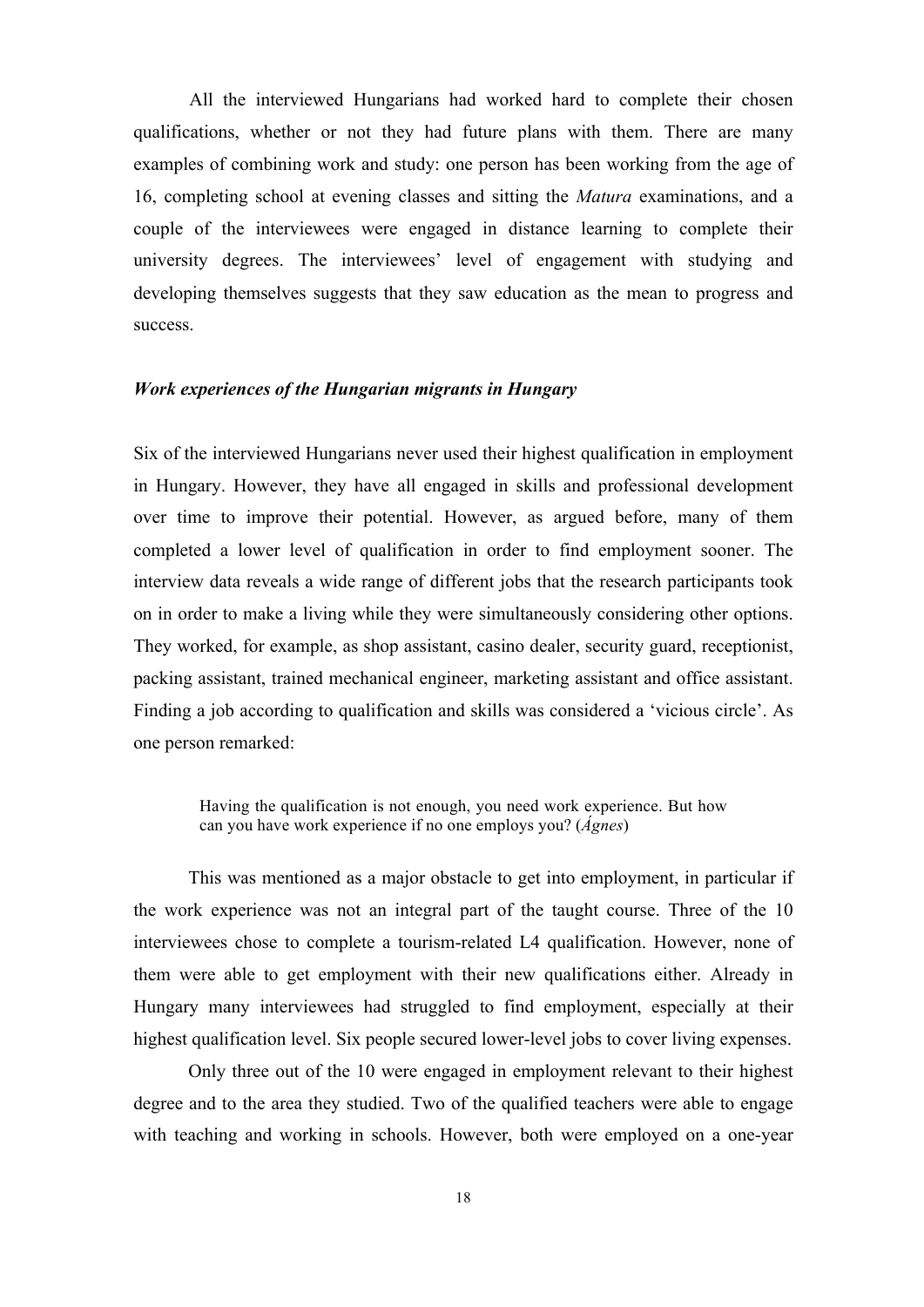All the interviewed Hungarians had worked hard to complete their chosen qualifications, whether or not they had future plans with them. There are many examples of combining work and study: one person has been working from the age of 16, completing school at evening classes and sitting the *Matura* examinations, and a couple of the interviewees were engaged in distance learning to complete their university degrees. The interviewees' level of engagement with studying and developing themselves suggests that they saw education as the mean to progress and success.

### *Work experiences of the Hungarian migrants in Hungary*

Six of the interviewed Hungarians never used their highest qualification in employment in Hungary. However, they have all engaged in skills and professional development over time to improve their potential. However, as argued before, many of them completed a lower level of qualification in order to find employment sooner. The interview data reveals a wide range of different jobs that the research participants took on in order to make a living while they were simultaneously considering other options. They worked, for example, as shop assistant, casino dealer, security guard, receptionist, packing assistant, trained mechanical engineer, marketing assistant and office assistant. Finding a job according to qualification and skills was considered a 'vicious circle'. As one person remarked:

> Having the qualification is not enough, you need work experience. But how can you have work experience if no one employs you? (*Ágnes*)

This was mentioned as a major obstacle to get into employment, in particular if the work experience was not an integral part of the taught course. Three of the 10 interviewees chose to complete a tourism-related L4 qualification. However, none of them were able to get employment with their new qualifications either. Already in Hungary many interviewees had struggled to find employment, especially at their highest qualification level. Six people secured lower-level jobs to cover living expenses.

Only three out of the 10 were engaged in employment relevant to their highest degree and to the area they studied. Two of the qualified teachers were able to engage with teaching and working in schools. However, both were employed on a one-year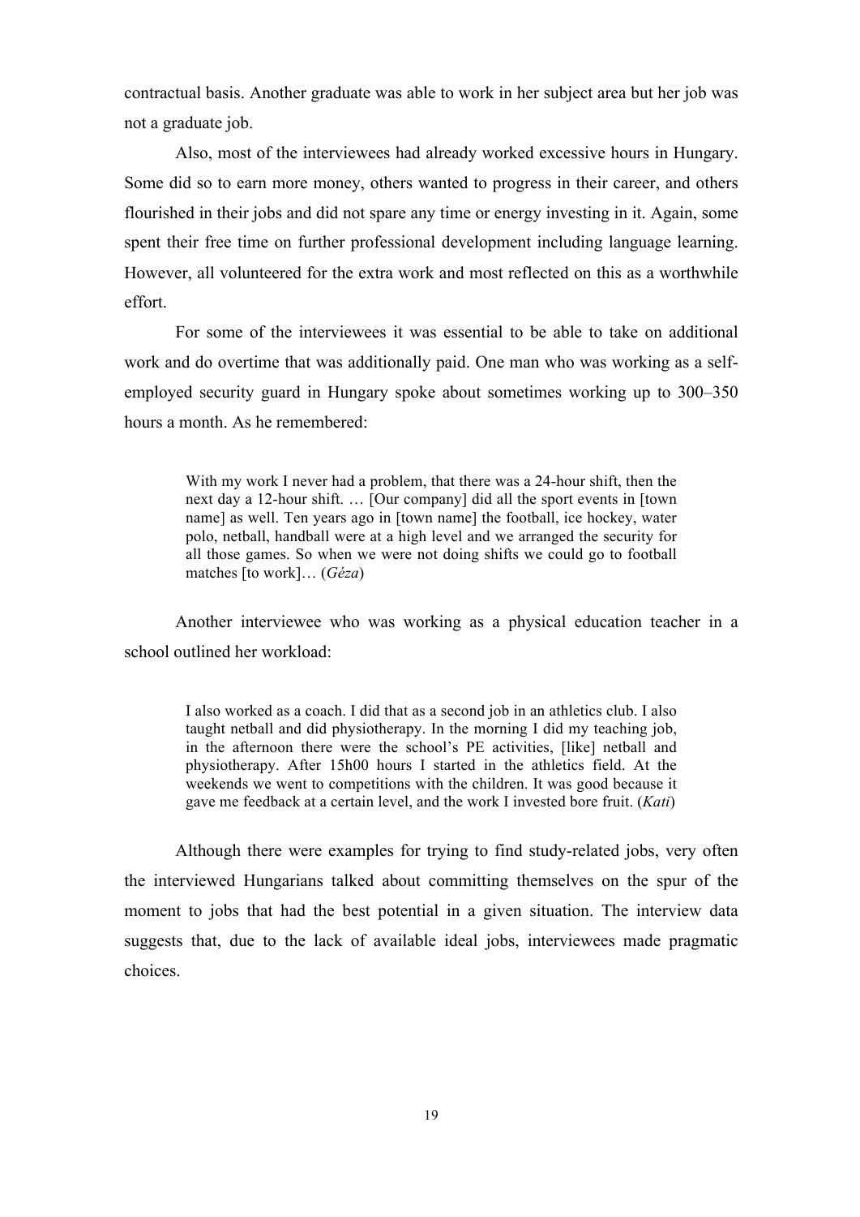contractual basis. Another graduate was able to work in her subject area but her job was not a graduate job.

Also, most of the interviewees had already worked excessive hours in Hungary. Some did so to earn more money, others wanted to progress in their career, and others flourished in their jobs and did not spare any time or energy investing in it. Again, some spent their free time on further professional development including language learning. However, all volunteered for the extra work and most reflected on this as a worthwhile effort.

For some of the interviewees it was essential to be able to take on additional work and do overtime that was additionally paid. One man who was working as a self-employed security guard in Hungary spoke about sometimes working up to 300–350 hours a month. As he remembered:

> With my work I never had a problem, that there was a 24-hour shift, then the next day a 12-hour shift. … [Our company] did all the sport events in [town name] as well. Ten years ago in [town name] the football, ice hockey, water polo, netball, handball were at a high level and we arranged the security for all those games. So when we were not doing shifts we could go to football matches [to work]… (*Géza*)

Another interviewee who was working as a physical education teacher in a school outlined her workload:

> I also worked as a coach. I did that as a second job in an athletics club. I also taught netball and did physiotherapy. In the morning I did my teaching job, in the afternoon there were the school's PE activities, [like] netball and physiotherapy. After 15h00 hours I started in the athletics field. At the weekends we went to competitions with the children. It was good because it gave me feedback at a certain level, and the work I invested bore fruit. (*Kati*)

Although there were examples for trying to find study-related jobs, very often the interviewed Hungarians talked about committing themselves on the spur of the moment to jobs that had the best potential in a given situation. The interview data suggests that, due to the lack of available ideal jobs, interviewees made pragmatic choices.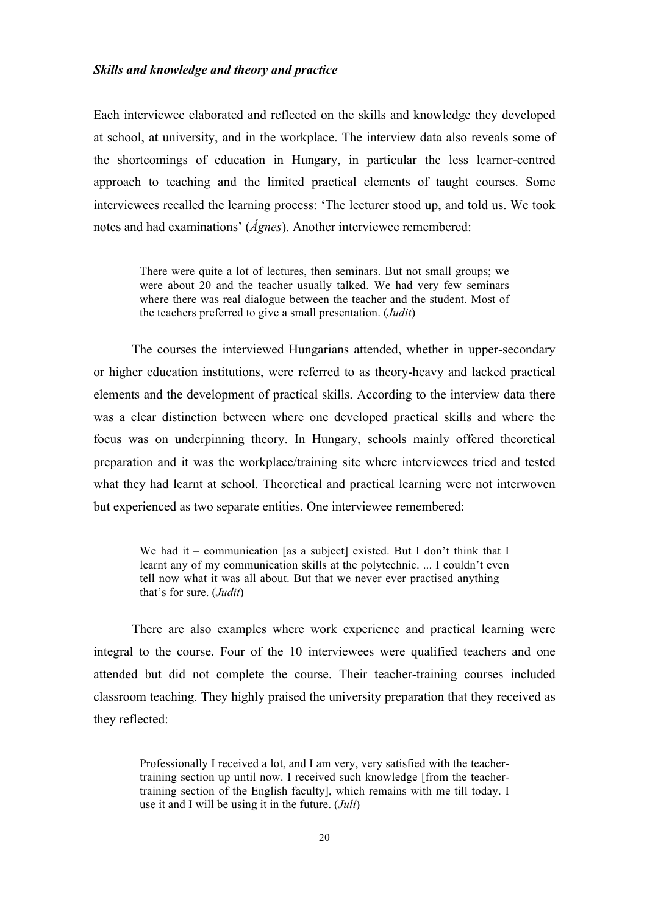### *Skills and knowledge and theory and practice*

Each interviewee elaborated and reflected on the skills and knowledge they developed at school, at university, and in the workplace. The interview data also reveals some of the shortcomings of education in Hungary, in particular the less learner-centred approach to teaching and the limited practical elements of taught courses. Some interviewees recalled the learning process: 'The lecturer stood up, and told us. We took notes and had examinations' (*Ágnes*). Another interviewee remembered:

> There were quite a lot of lectures, then seminars. But not small groups; we were about 20 and the teacher usually talked. We had very few seminars where there was real dialogue between the teacher and the student. Most of the teachers preferred to give a small presentation. (*Judit*)

The courses the interviewed Hungarians attended, whether in upper-secondary or higher education institutions, were referred to as theory-heavy and lacked practical elements and the development of practical skills. According to the interview data there was a clear distinction between where one developed practical skills and where the focus was on underpinning theory. In Hungary, schools mainly offered theoretical preparation and it was the workplace/training site where interviewees tried and tested what they had learnt at school. Theoretical and practical learning were not interwoven but experienced as two separate entities. One interviewee remembered:

> We had it – communication [as a subject] existed. But I don't think that I learnt any of my communication skills at the polytechnic. ... I couldn't even tell now what it was all about. But that we never ever practised anything – that's for sure. (*Judit*)

There are also examples where work experience and practical learning were integral to the course. Four of the 10 interviewees were qualified teachers and one attended but did not complete the course. Their teacher-training courses included classroom teaching. They highly praised the university preparation that they received as they reflected:

> Professionally I received a lot, and I am very, very satisfied with the teacher-training section up until now. I received such knowledge [from the teacher-training section of the English faculty], which remains with me till today. I use it and I will be using it in the future. (*Juli*)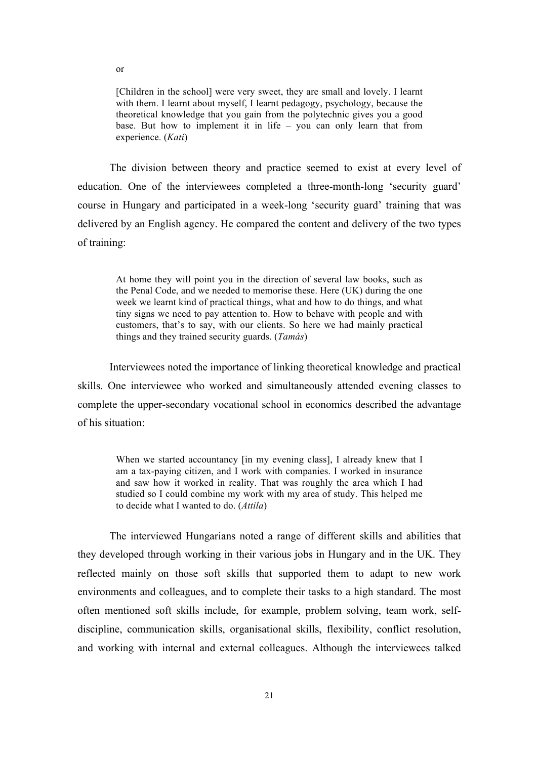or

> [Children in the school] were very sweet, they are small and lovely. I learnt with them. I learnt about myself, I learnt pedagogy, psychology, because the theoretical knowledge that you gain from the polytechnic gives you a good base. But how to implement it in life – you can only learn that from experience. (*Kati*)

The division between theory and practice seemed to exist at every level of education. One of the interviewees completed a three-month-long 'security guard' course in Hungary and participated in a week-long 'security guard' training that was delivered by an English agency. He compared the content and delivery of the two types of training:

> At home they will point you in the direction of several law books, such as the Penal Code, and we needed to memorise these. Here (UK) during the one week we learnt kind of practical things, what and how to do things, and what tiny signs we need to pay attention to. How to behave with people and with customers, that's to say, with our clients. So here we had mainly practical things and they trained security guards. (*Tamás*)

Interviewees noted the importance of linking theoretical knowledge and practical skills. One interviewee who worked and simultaneously attended evening classes to complete the upper-secondary vocational school in economics described the advantage of his situation:

> When we started accountancy [in my evening class], I already knew that I am a tax-paying citizen, and I work with companies. I worked in insurance and saw how it worked in reality. That was roughly the area which I had studied so I could combine my work with my area of study. This helped me to decide what I wanted to do. (*Attila*)

The interviewed Hungarians noted a range of different skills and abilities that they developed through working in their various jobs in Hungary and in the UK. They reflected mainly on those soft skills that supported them to adapt to new work environments and colleagues, and to complete their tasks to a high standard. The most often mentioned soft skills include, for example, problem solving, team work, self-discipline, communication skills, organisational skills, flexibility, conflict resolution, and working with internal and external colleagues. Although the interviewees talked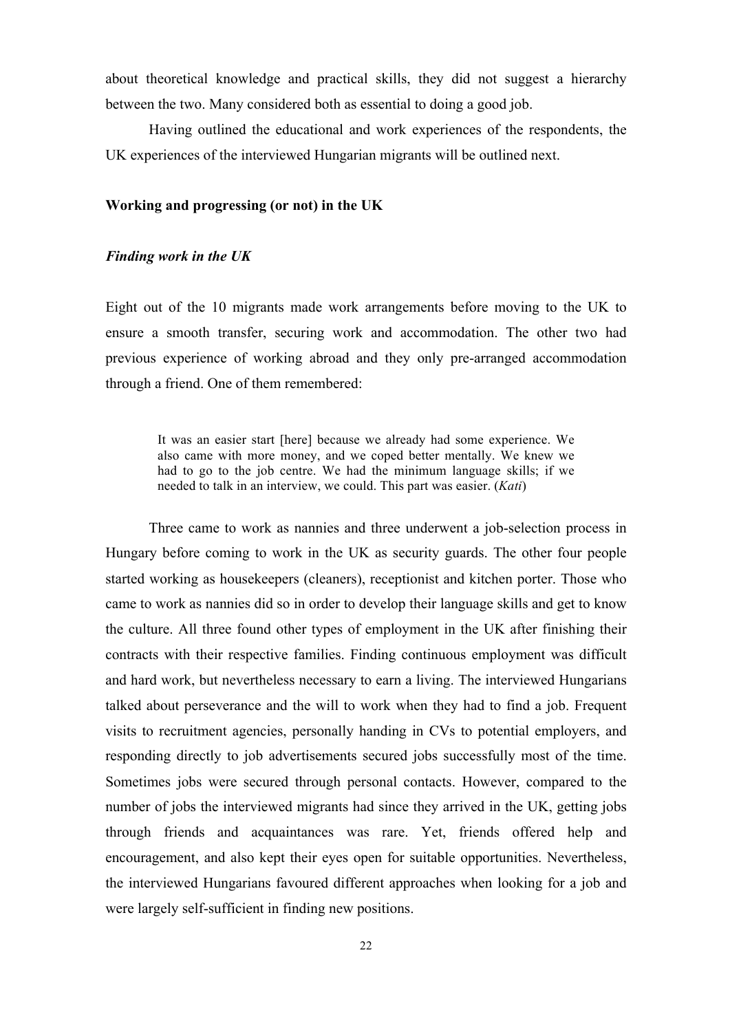about theoretical knowledge and practical skills, they did not suggest a hierarchy between the two. Many considered both as essential to doing a good job.

Having outlined the educational and work experiences of the respondents, the UK experiences of the interviewed Hungarian migrants will be outlined next.

## Working and progressing (or not) in the UK

### *Finding work in the UK*

Eight out of the 10 migrants made work arrangements before moving to the UK to ensure a smooth transfer, securing work and accommodation. The other two had previous experience of working abroad and they only pre-arranged accommodation through a friend. One of them remembered:

> It was an easier start [here] because we already had some experience. We also came with more money, and we coped better mentally. We knew we had to go to the job centre. We had the minimum language skills; if we needed to talk in an interview, we could. This part was easier. (*Kati*)

Three came to work as nannies and three underwent a job-selection process in Hungary before coming to work in the UK as security guards. The other four people started working as housekeepers (cleaners), receptionist and kitchen porter. Those who came to work as nannies did so in order to develop their language skills and get to know the culture. All three found other types of employment in the UK after finishing their contracts with their respective families. Finding continuous employment was difficult and hard work, but nevertheless necessary to earn a living. The interviewed Hungarians talked about perseverance and the will to work when they had to find a job. Frequent visits to recruitment agencies, personally handing in CVs to potential employers, and responding directly to job advertisements secured jobs successfully most of the time. Sometimes jobs were secured through personal contacts. However, compared to the number of jobs the interviewed migrants had since they arrived in the UK, getting jobs through friends and acquaintances was rare. Yet, friends offered help and encouragement, and also kept their eyes open for suitable opportunities. Nevertheless, the interviewed Hungarians favoured different approaches when looking for a job and were largely self-sufficient in finding new positions.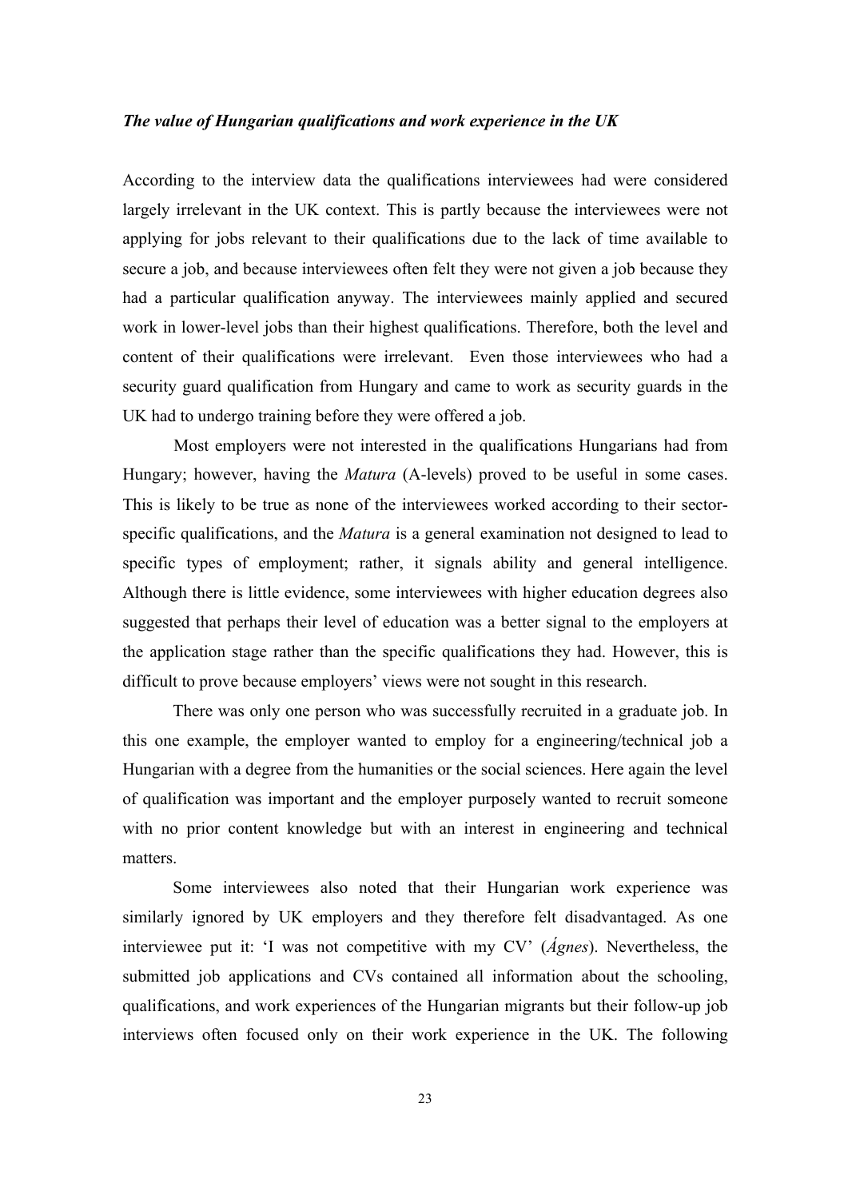***The value of Hungarian qualifications and work experience in the UK***

According to the interview data the qualifications interviewees had were considered largely irrelevant in the UK context. This is partly because the interviewees were not applying for jobs relevant to their qualifications due to the lack of time available to secure a job, and because interviewees often felt they were not given a job because they had a particular qualification anyway. The interviewees mainly applied and secured work in lower-level jobs than their highest qualifications. Therefore, both the level and content of their qualifications were irrelevant. Even those interviewees who had a security guard qualification from Hungary and came to work as security guards in the UK had to undergo training before they were offered a job.

Most employers were not interested in the qualifications Hungarians had from Hungary; however, having the *Matura* (A-levels) proved to be useful in some cases. This is likely to be true as none of the interviewees worked according to their sector-specific qualifications, and the *Matura* is a general examination not designed to lead to specific types of employment; rather, it signals ability and general intelligence. Although there is little evidence, some interviewees with higher education degrees also suggested that perhaps their level of education was a better signal to the employers at the application stage rather than the specific qualifications they had. However, this is difficult to prove because employers' views were not sought in this research.

There was only one person who was successfully recruited in a graduate job. In this one example, the employer wanted to employ for a engineering/technical job a Hungarian with a degree from the humanities or the social sciences. Here again the level of qualification was important and the employer purposely wanted to recruit someone with no prior content knowledge but with an interest in engineering and technical matters.

Some interviewees also noted that their Hungarian work experience was similarly ignored by UK employers and they therefore felt disadvantaged. As one interviewee put it: 'I was not competitive with my CV' (*Ágnes*). Nevertheless, the submitted job applications and CVs contained all information about the schooling, qualifications, and work experiences of the Hungarian migrants but their follow-up job interviews often focused only on their work experience in the UK. The following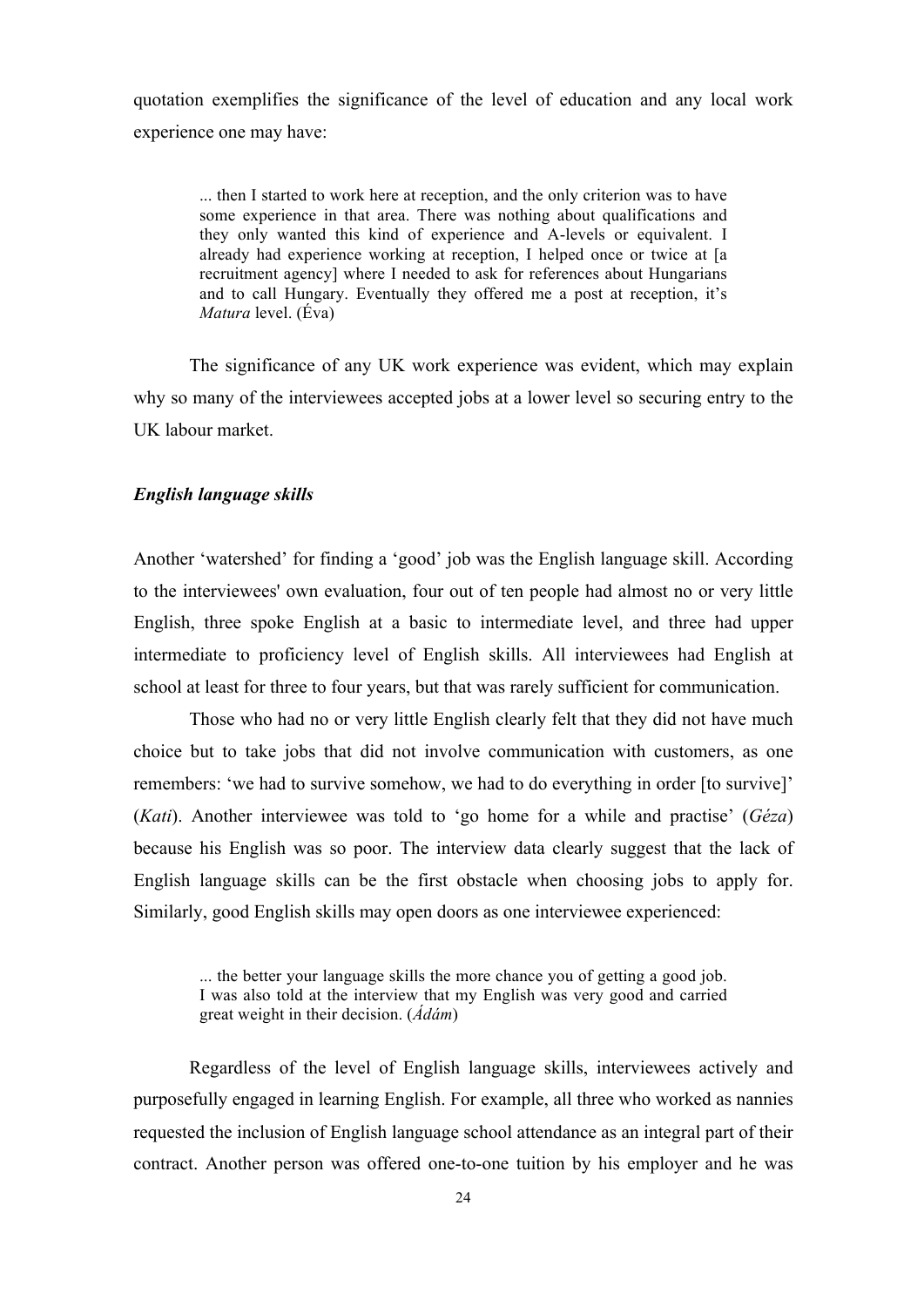quotation exemplifies the significance of the level of education and any local work experience one may have:

> ... then I started to work here at reception, and the only criterion was to have some experience in that area. There was nothing about qualifications and they only wanted this kind of experience and A-levels or equivalent. I already had experience working at reception, I helped once or twice at [a recruitment agency] where I needed to ask for references about Hungarians and to call Hungary. Eventually they offered me a post at reception, it's *Matura* level. (Éva)

The significance of any UK work experience was evident, which may explain why so many of the interviewees accepted jobs at a lower level so securing entry to the UK labour market.

### *English language skills*

Another 'watershed' for finding a 'good' job was the English language skill. According to the interviewees' own evaluation, four out of ten people had almost no or very little English, three spoke English at a basic to intermediate level, and three had upper intermediate to proficiency level of English skills. All interviewees had English at school at least for three to four years, but that was rarely sufficient for communication.

Those who had no or very little English clearly felt that they did not have much choice but to take jobs that did not involve communication with customers, as one remembers: 'we had to survive somehow, we had to do everything in order [to survive]' (*Kati*). Another interviewee was told to 'go home for a while and practise' (*Géza*) because his English was so poor. The interview data clearly suggest that the lack of English language skills can be the first obstacle when choosing jobs to apply for. Similarly, good English skills may open doors as one interviewee experienced:

> ... the better your language skills the more chance you of getting a good job. I was also told at the interview that my English was very good and carried great weight in their decision. (*Ádám*)

Regardless of the level of English language skills, interviewees actively and purposefully engaged in learning English. For example, all three who worked as nannies requested the inclusion of English language school attendance as an integral part of their contract. Another person was offered one-to-one tuition by his employer and he was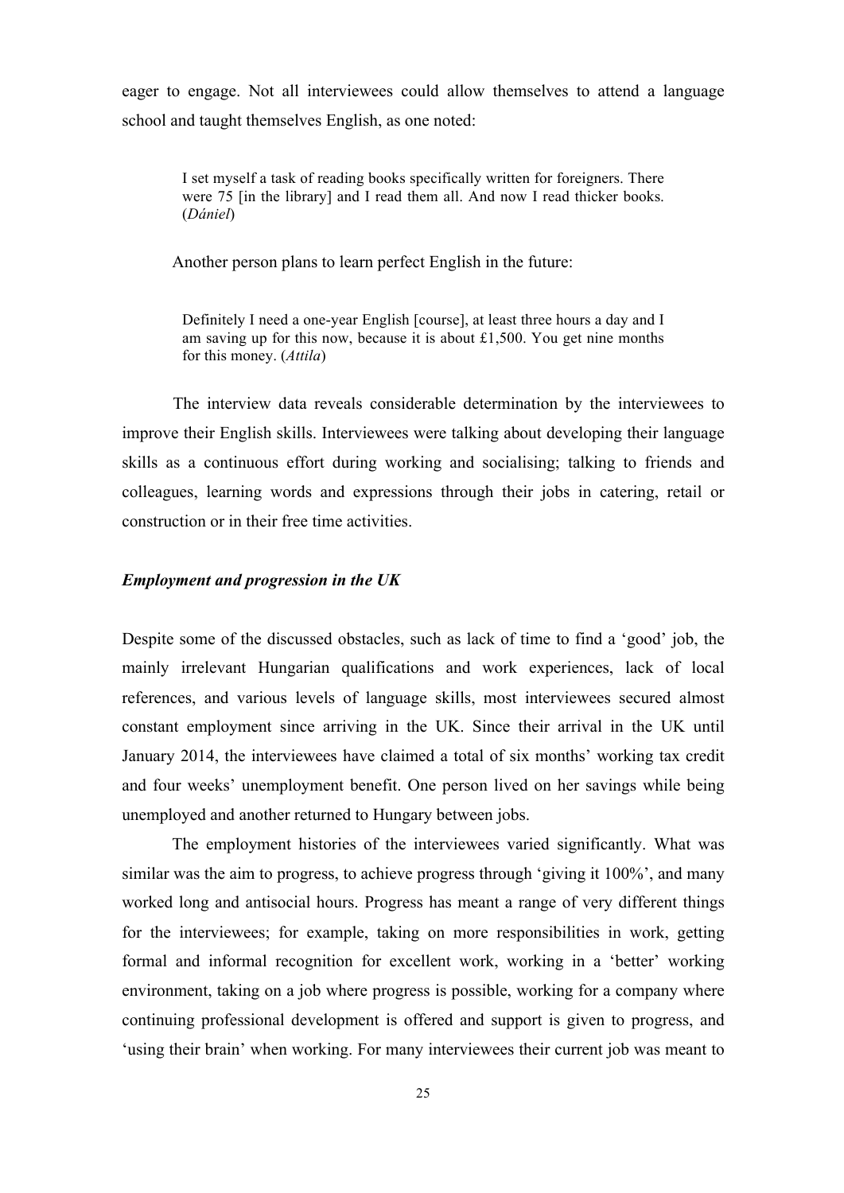eager to engage. Not all interviewees could allow themselves to attend a language school and taught themselves English, as one noted:

> I set myself a task of reading books specifically written for foreigners. There were 75 [in the library] and I read them all. And now I read thicker books. (*Dániel*)

Another person plans to learn perfect English in the future:

> Definitely I need a one-year English [course], at least three hours a day and I am saving up for this now, because it is about £1,500. You get nine months for this money. (*Attila*)

The interview data reveals considerable determination by the interviewees to improve their English skills. Interviewees were talking about developing their language skills as a continuous effort during working and socialising; talking to friends and colleagues, learning words and expressions through their jobs in catering, retail or construction or in their free time activities.

### *Employment and progression in the UK*

Despite some of the discussed obstacles, such as lack of time to find a 'good' job, the mainly irrelevant Hungarian qualifications and work experiences, lack of local references, and various levels of language skills, most interviewees secured almost constant employment since arriving in the UK. Since their arrival in the UK until January 2014, the interviewees have claimed a total of six months' working tax credit and four weeks' unemployment benefit. One person lived on her savings while being unemployed and another returned to Hungary between jobs.

The employment histories of the interviewees varied significantly. What was similar was the aim to progress, to achieve progress through 'giving it 100%', and many worked long and antisocial hours. Progress has meant a range of very different things for the interviewees; for example, taking on more responsibilities in work, getting formal and informal recognition for excellent work, working in a 'better' working environment, taking on a job where progress is possible, working for a company where continuing professional development is offered and support is given to progress, and 'using their brain' when working. For many interviewees their current job was meant to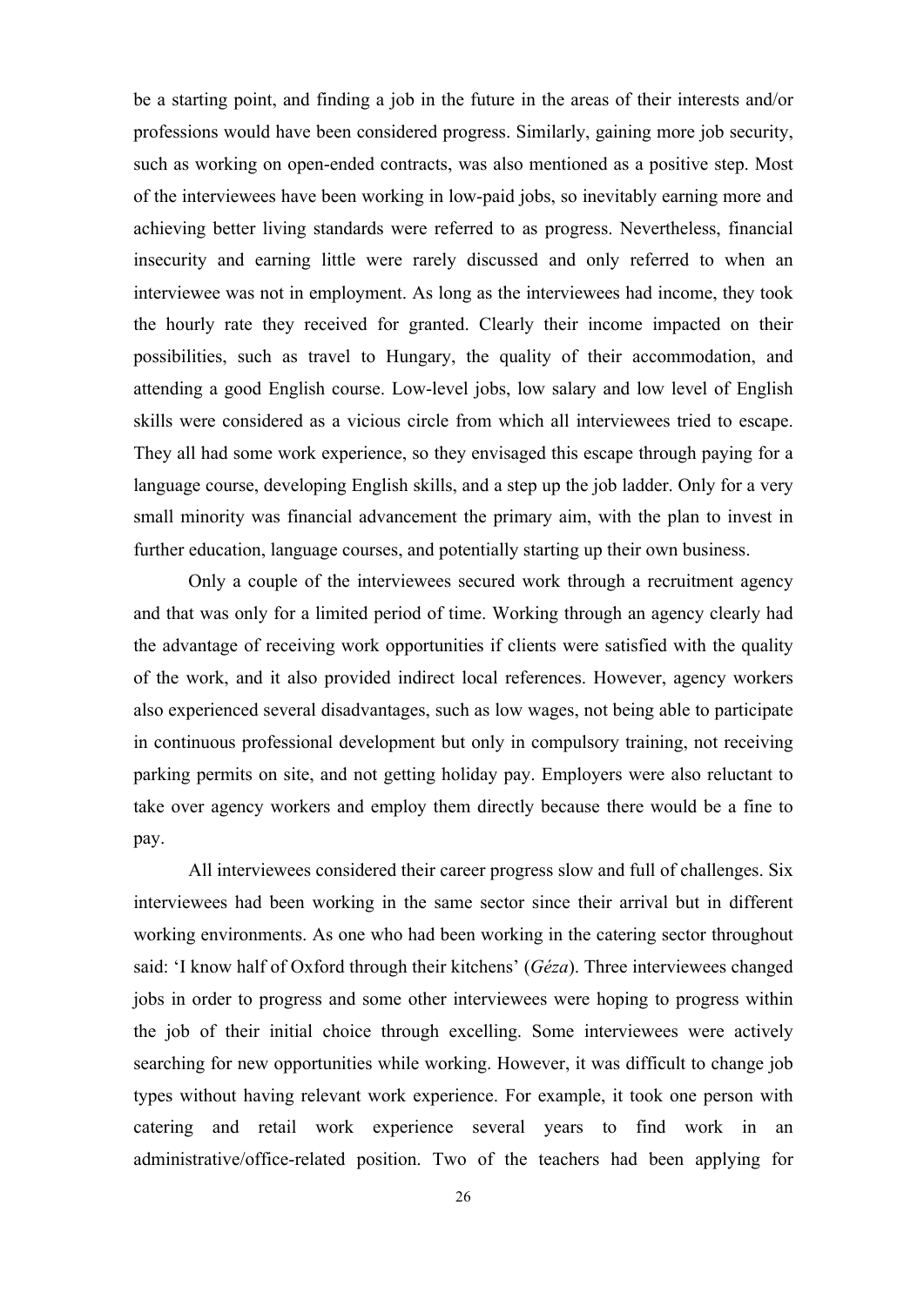be a starting point, and finding a job in the future in the areas of their interests and/or professions would have been considered progress. Similarly, gaining more job security, such as working on open-ended contracts, was also mentioned as a positive step. Most of the interviewees have been working in low-paid jobs, so inevitably earning more and achieving better living standards were referred to as progress. Nevertheless, financial insecurity and earning little were rarely discussed and only referred to when an interviewee was not in employment. As long as the interviewees had income, they took the hourly rate they received for granted. Clearly their income impacted on their possibilities, such as travel to Hungary, the quality of their accommodation, and attending a good English course. Low-level jobs, low salary and low level of English skills were considered as a vicious circle from which all interviewees tried to escape. They all had some work experience, so they envisaged this escape through paying for a language course, developing English skills, and a step up the job ladder. Only for a very small minority was financial advancement the primary aim, with the plan to invest in further education, language courses, and potentially starting up their own business.

Only a couple of the interviewees secured work through a recruitment agency and that was only for a limited period of time. Working through an agency clearly had the advantage of receiving work opportunities if clients were satisfied with the quality of the work, and it also provided indirect local references. However, agency workers also experienced several disadvantages, such as low wages, not being able to participate in continuous professional development but only in compulsory training, not receiving parking permits on site, and not getting holiday pay. Employers were also reluctant to take over agency workers and employ them directly because there would be a fine to pay.

All interviewees considered their career progress slow and full of challenges. Six interviewees had been working in the same sector since their arrival but in different working environments. As one who had been working in the catering sector throughout said: 'I know half of Oxford through their kitchens' (*Géza*). Three interviewees changed jobs in order to progress and some other interviewees were hoping to progress within the job of their initial choice through excelling. Some interviewees were actively searching for new opportunities while working. However, it was difficult to change job types without having relevant work experience. For example, it took one person with catering and retail work experience several years to find work in an administrative/office-related position. Two of the teachers had been applying for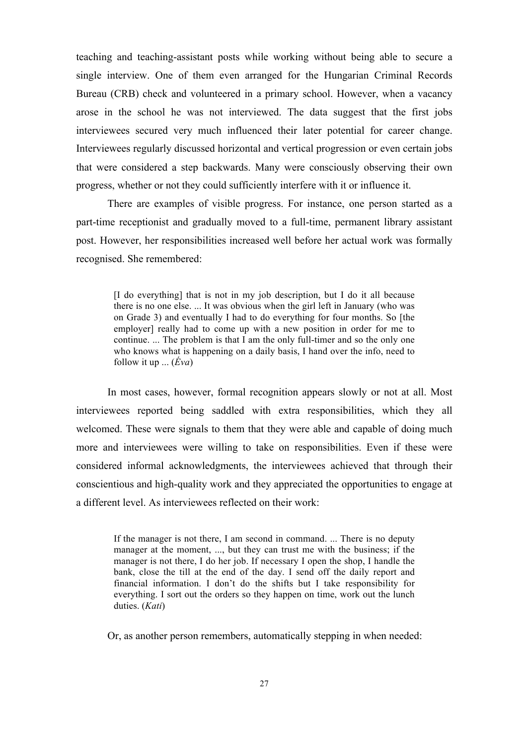teaching and teaching-assistant posts while working without being able to secure a single interview. One of them even arranged for the Hungarian Criminal Records Bureau (CRB) check and volunteered in a primary school. However, when a vacancy arose in the school he was not interviewed. The data suggest that the first jobs interviewees secured very much influenced their later potential for career change. Interviewees regularly discussed horizontal and vertical progression or even certain jobs that were considered a step backwards. Many were consciously observing their own progress, whether or not they could sufficiently interfere with it or influence it.

There are examples of visible progress. For instance, one person started as a part-time receptionist and gradually moved to a full-time, permanent library assistant post. However, her responsibilities increased well before her actual work was formally recognised. She remembered:

> [I do everything] that is not in my job description, but I do it all because there is no one else. ... It was obvious when the girl left in January (who was on Grade 3) and eventually I had to do everything for four months. So [the employer] really had to come up with a new position in order for me to continue. ... The problem is that I am the only full-timer and so the only one who knows what is happening on a daily basis, I hand over the info, need to follow it up ... (*Éva*)

In most cases, however, formal recognition appears slowly or not at all. Most interviewees reported being saddled with extra responsibilities, which they all welcomed. These were signals to them that they were able and capable of doing much more and interviewees were willing to take on responsibilities. Even if these were considered informal acknowledgments, the interviewees achieved that through their conscientious and high-quality work and they appreciated the opportunities to engage at a different level. As interviewees reflected on their work:

> If the manager is not there, I am second in command. ... There is no deputy manager at the moment, ..., but they can trust me with the business; if the manager is not there, I do her job. If necessary I open the shop, I handle the bank, close the till at the end of the day. I send off the daily report and financial information. I don't do the shifts but I take responsibility for everything. I sort out the orders so they happen on time, work out the lunch duties. (*Kati*)

Or, as another person remembers, automatically stepping in when needed: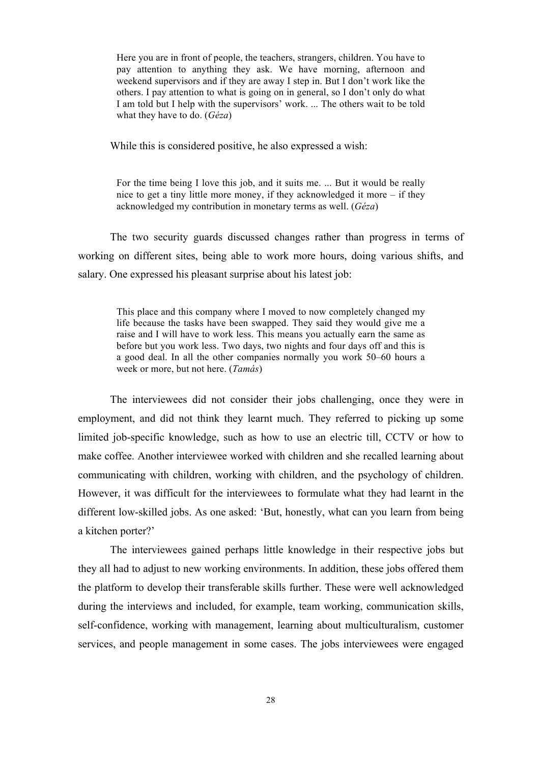> Here you are in front of people, the teachers, strangers, children. You have to pay attention to anything they ask. We have morning, afternoon and weekend supervisors and if they are away I step in. But I don't work like the others. I pay attention to what is going on in general, so I don't only do what I am told but I help with the supervisors' work. ... The others wait to be told what they have to do. (*Géza*)

While this is considered positive, he also expressed a wish:

> For the time being I love this job, and it suits me. ... But it would be really nice to get a tiny little more money, if they acknowledged it more – if they acknowledged my contribution in monetary terms as well. (*Géza*)

The two security guards discussed changes rather than progress in terms of working on different sites, being able to work more hours, doing various shifts, and salary. One expressed his pleasant surprise about his latest job:

> This place and this company where I moved to now completely changed my life because the tasks have been swapped. They said they would give me a raise and I will have to work less. This means you actually earn the same as before but you work less. Two days, two nights and four days off and this is a good deal. In all the other companies normally you work 50–60 hours a week or more, but not here. (*Tamás*)

The interviewees did not consider their jobs challenging, once they were in employment, and did not think they learnt much. They referred to picking up some limited job-specific knowledge, such as how to use an electric till, CCTV or how to make coffee. Another interviewee worked with children and she recalled learning about communicating with children, working with children, and the psychology of children. However, it was difficult for the interviewees to formulate what they had learnt in the different low-skilled jobs. As one asked: 'But, honestly, what can you learn from being a kitchen porter?'

The interviewees gained perhaps little knowledge in their respective jobs but they all had to adjust to new working environments. In addition, these jobs offered them the platform to develop their transferable skills further. These were well acknowledged during the interviews and included, for example, team working, communication skills, self-confidence, working with management, learning about multiculturalism, customer services, and people management in some cases. The jobs interviewees were engaged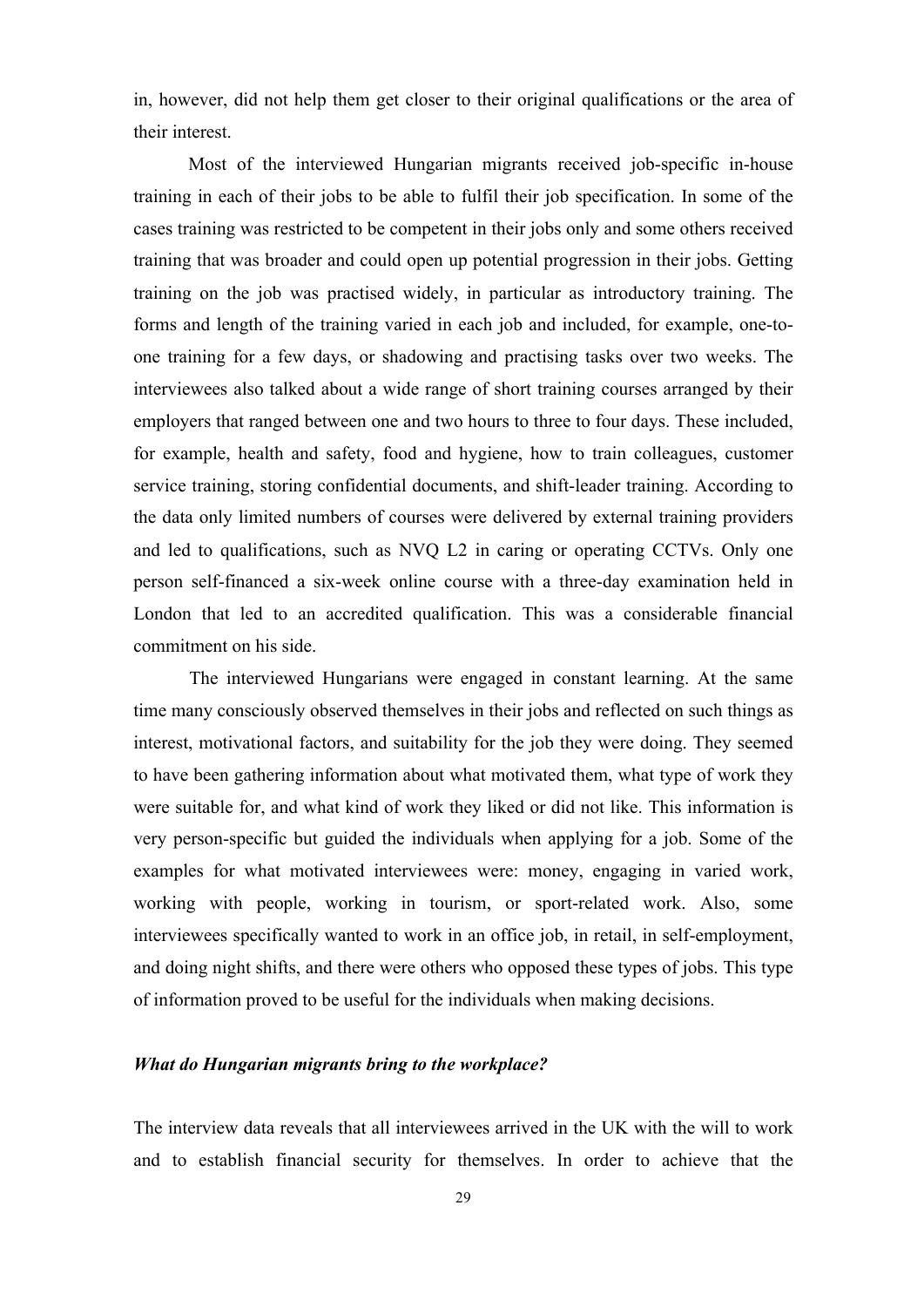in, however, did not help them get closer to their original qualifications or the area of their interest.

Most of the interviewed Hungarian migrants received job-specific in-house training in each of their jobs to be able to fulfil their job specification. In some of the cases training was restricted to be competent in their jobs only and some others received training that was broader and could open up potential progression in their jobs. Getting training on the job was practised widely, in particular as introductory training. The forms and length of the training varied in each job and included, for example, one-to-one training for a few days, or shadowing and practising tasks over two weeks. The interviewees also talked about a wide range of short training courses arranged by their employers that ranged between one and two hours to three to four days. These included, for example, health and safety, food and hygiene, how to train colleagues, customer service training, storing confidential documents, and shift-leader training. According to the data only limited numbers of courses were delivered by external training providers and led to qualifications, such as NVQ L2 in caring or operating CCTVs. Only one person self-financed a six-week online course with a three-day examination held in London that led to an accredited qualification. This was a considerable financial commitment on his side.

The interviewed Hungarians were engaged in constant learning. At the same time many consciously observed themselves in their jobs and reflected on such things as interest, motivational factors, and suitability for the job they were doing. They seemed to have been gathering information about what motivated them, what type of work they were suitable for, and what kind of work they liked or did not like. This information is very person-specific but guided the individuals when applying for a job. Some of the examples for what motivated interviewees were: money, engaging in varied work, working with people, working in tourism, or sport-related work. Also, some interviewees specifically wanted to work in an office job, in retail, in self-employment, and doing night shifts, and there were others who opposed these types of jobs. This type of information proved to be useful for the individuals when making decisions.

### *What do Hungarian migrants bring to the workplace?*

The interview data reveals that all interviewees arrived in the UK with the will to work and to establish financial security for themselves. In order to achieve that the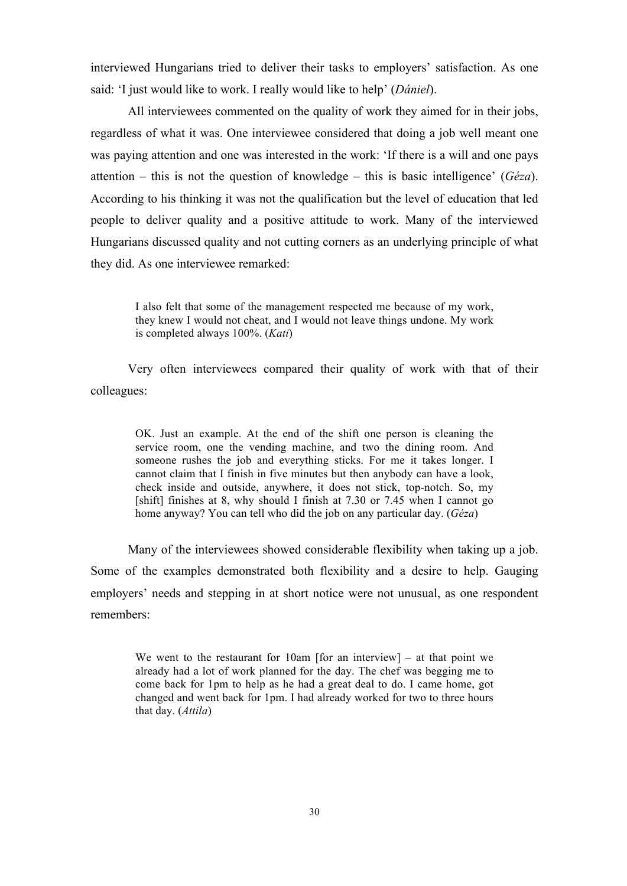interviewed Hungarians tried to deliver their tasks to employers' satisfaction. As one said: 'I just would like to work. I really would like to help' (*Dániel*).

All interviewees commented on the quality of work they aimed for in their jobs, regardless of what it was. One interviewee considered that doing a job well meant one was paying attention and one was interested in the work: 'If there is a will and one pays attention – this is not the question of knowledge – this is basic intelligence' (*Géza*). According to his thinking it was not the qualification but the level of education that led people to deliver quality and a positive attitude to work. Many of the interviewed Hungarians discussed quality and not cutting corners as an underlying principle of what they did. As one interviewee remarked:

> I also felt that some of the management respected me because of my work, they knew I would not cheat, and I would not leave things undone. My work is completed always 100%. (*Kati*)

Very often interviewees compared their quality of work with that of their colleagues:

> OK. Just an example. At the end of the shift one person is cleaning the service room, one the vending machine, and two the dining room. And someone rushes the job and everything sticks. For me it takes longer. I cannot claim that I finish in five minutes but then anybody can have a look, check inside and outside, anywhere, it does not stick, top-notch. So, my [shift] finishes at 8, why should I finish at 7.30 or 7.45 when I cannot go home anyway? You can tell who did the job on any particular day. (*Géza*)

Many of the interviewees showed considerable flexibility when taking up a job. Some of the examples demonstrated both flexibility and a desire to help. Gauging employers' needs and stepping in at short notice were not unusual, as one respondent remembers:

> We went to the restaurant for 10am [for an interview] – at that point we already had a lot of work planned for the day. The chef was begging me to come back for 1pm to help as he had a great deal to do. I came home, got changed and went back for 1pm. I had already worked for two to three hours that day. (*Attila*)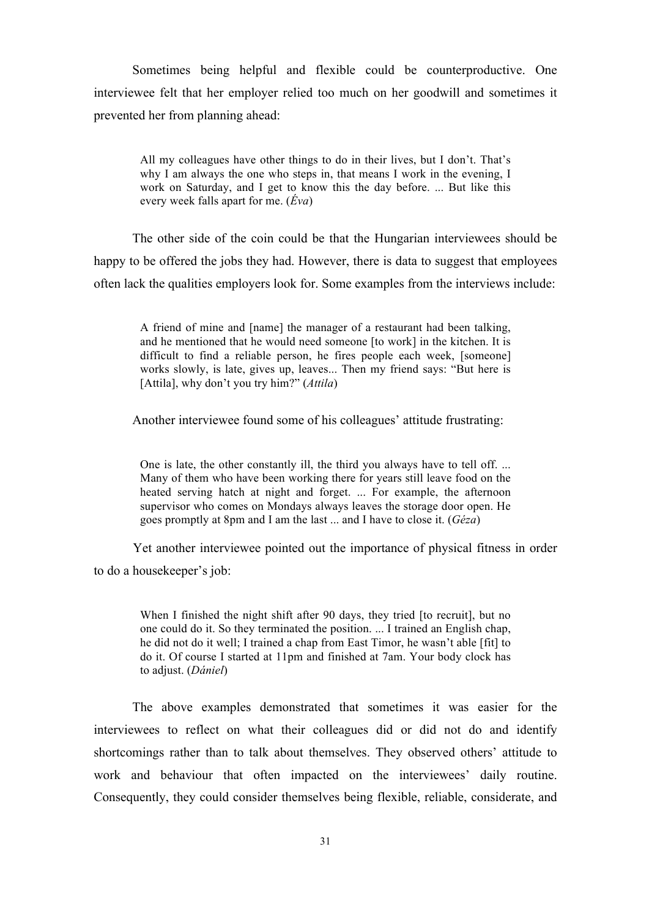Sometimes being helpful and flexible could be counterproductive. One interviewee felt that her employer relied too much on her goodwill and sometimes it prevented her from planning ahead:

> All my colleagues have other things to do in their lives, but I don't. That's why I am always the one who steps in, that means I work in the evening, I work on Saturday, and I get to know this the day before. ... But like this every week falls apart for me. (*Éva*)

The other side of the coin could be that the Hungarian interviewees should be happy to be offered the jobs they had. However, there is data to suggest that employees often lack the qualities employers look for. Some examples from the interviews include:

> A friend of mine and [name] the manager of a restaurant had been talking, and he mentioned that he would need someone [to work] in the kitchen. It is difficult to find a reliable person, he fires people each week, [someone] works slowly, is late, gives up, leaves... Then my friend says: "But here is [Attila], why don't you try him?" (*Attila*)

Another interviewee found some of his colleagues' attitude frustrating:

> One is late, the other constantly ill, the third you always have to tell off. ... Many of them who have been working there for years still leave food on the heated serving hatch at night and forget. ... For example, the afternoon supervisor who comes on Mondays always leaves the storage door open. He goes promptly at 8pm and I am the last ... and I have to close it. (*Géza*)

Yet another interviewee pointed out the importance of physical fitness in order to do a housekeeper's job:

> When I finished the night shift after 90 days, they tried [to recruit], but no one could do it. So they terminated the position. ... I trained an English chap, he did not do it well; I trained a chap from East Timor, he wasn't able [fit] to do it. Of course I started at 11pm and finished at 7am. Your body clock has to adjust. (*Dániel*)

The above examples demonstrated that sometimes it was easier for the interviewees to reflect on what their colleagues did or did not do and identify shortcomings rather than to talk about themselves. They observed others' attitude to work and behaviour that often impacted on the interviewees' daily routine. Consequently, they could consider themselves being flexible, reliable, considerate, and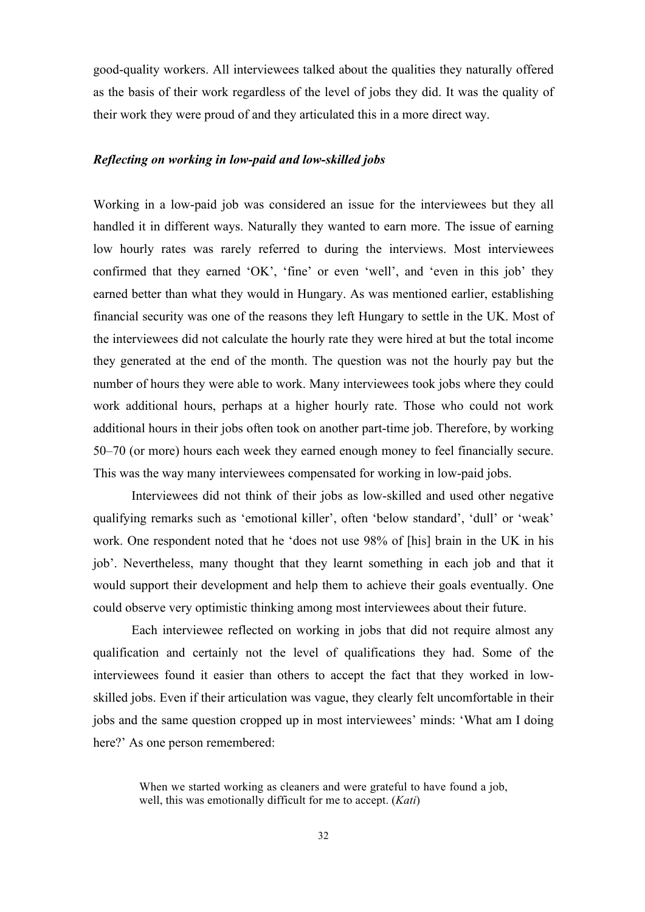good-quality workers. All interviewees talked about the qualities they naturally offered as the basis of their work regardless of the level of jobs they did. It was the quality of their work they were proud of and they articulated this in a more direct way.

### *Reflecting on working in low-paid and low-skilled jobs*

Working in a low-paid job was considered an issue for the interviewees but they all handled it in different ways. Naturally they wanted to earn more. The issue of earning low hourly rates was rarely referred to during the interviews. Most interviewees confirmed that they earned 'OK', 'fine' or even 'well', and 'even in this job' they earned better than what they would in Hungary. As was mentioned earlier, establishing financial security was one of the reasons they left Hungary to settle in the UK. Most of the interviewees did not calculate the hourly rate they were hired at but the total income they generated at the end of the month. The question was not the hourly pay but the number of hours they were able to work. Many interviewees took jobs where they could work additional hours, perhaps at a higher hourly rate. Those who could not work additional hours in their jobs often took on another part-time job. Therefore, by working 50–70 (or more) hours each week they earned enough money to feel financially secure. This was the way many interviewees compensated for working in low-paid jobs.

Interviewees did not think of their jobs as low-skilled and used other negative qualifying remarks such as 'emotional killer', often 'below standard', 'dull' or 'weak' work. One respondent noted that he 'does not use 98% of [his] brain in the UK in his job'. Nevertheless, many thought that they learnt something in each job and that it would support their development and help them to achieve their goals eventually. One could observe very optimistic thinking among most interviewees about their future.

Each interviewee reflected on working in jobs that did not require almost any qualification and certainly not the level of qualifications they had. Some of the interviewees found it easier than others to accept the fact that they worked in low-skilled jobs. Even if their articulation was vague, they clearly felt uncomfortable in their jobs and the same question cropped up in most interviewees' minds: 'What am I doing here?' As one person remembered:

> When we started working as cleaners and were grateful to have found a job, well, this was emotionally difficult for me to accept. (*Kati*)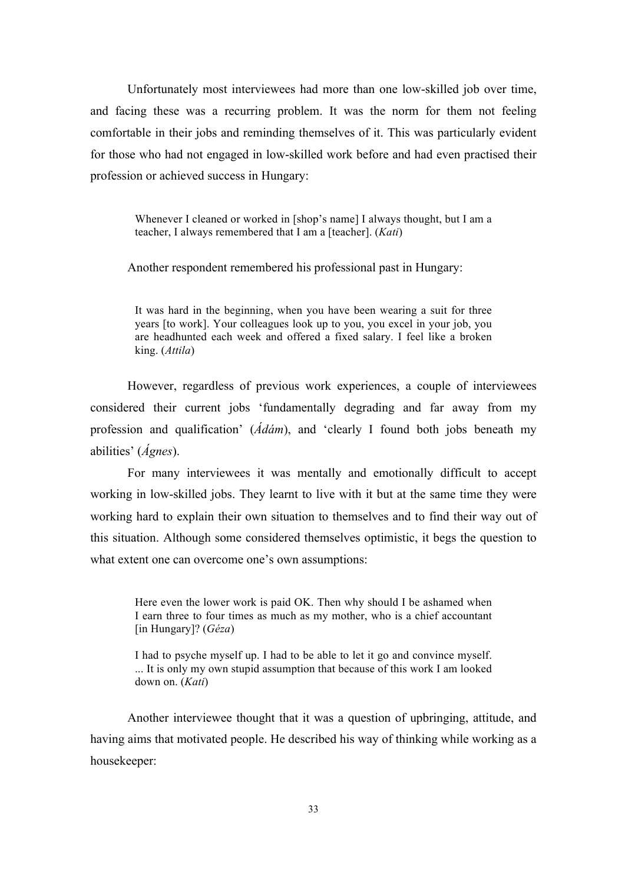Unfortunately most interviewees had more than one low-skilled job over time, and facing these was a recurring problem. It was the norm for them not feeling comfortable in their jobs and reminding themselves of it. This was particularly evident for those who had not engaged in low-skilled work before and had even practised their profession or achieved success in Hungary:

> Whenever I cleaned or worked in [shop's name] I always thought, but I am a teacher, I always remembered that I am a [teacher]. (*Kati*)

Another respondent remembered his professional past in Hungary:

> It was hard in the beginning, when you have been wearing a suit for three years [to work]. Your colleagues look up to you, you excel in your job, you are headhunted each week and offered a fixed salary. I feel like a broken king. (*Attila*)

However, regardless of previous work experiences, a couple of interviewees considered their current jobs 'fundamentally degrading and far away from my profession and qualification' (*Ádám*), and 'clearly I found both jobs beneath my abilities' (*Ágnes*).

For many interviewees it was mentally and emotionally difficult to accept working in low-skilled jobs. They learnt to live with it but at the same time they were working hard to explain their own situation to themselves and to find their way out of this situation. Although some considered themselves optimistic, it begs the question to what extent one can overcome one's own assumptions:

> Here even the lower work is paid OK. Then why should I be ashamed when I earn three to four times as much as my mother, who is a chief accountant [in Hungary]? (*Géza*)
>
> I had to psyche myself up. I had to be able to let it go and convince myself. ... It is only my own stupid assumption that because of this work I am looked down on. (*Kati*)

Another interviewee thought that it was a question of upbringing, attitude, and having aims that motivated people. He described his way of thinking while working as a housekeeper: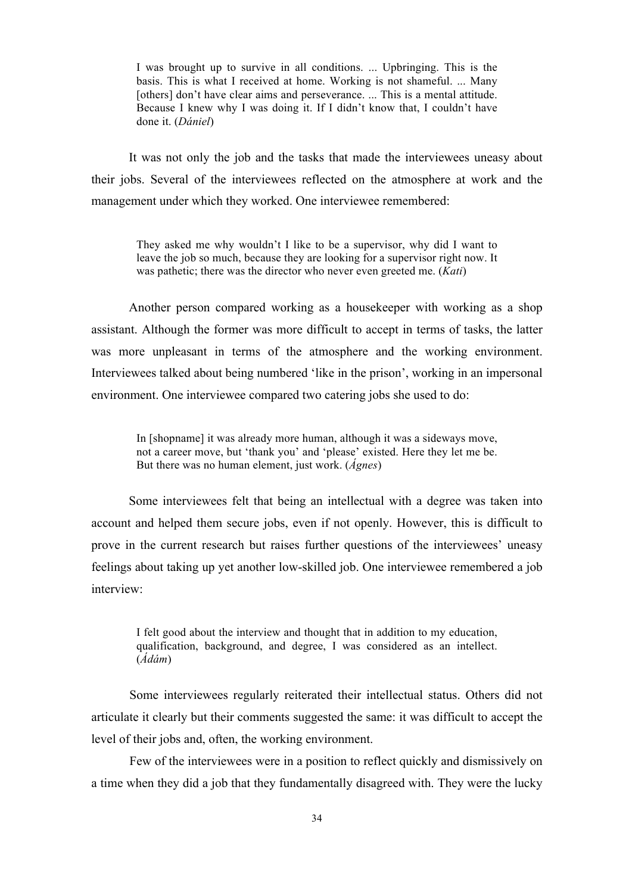> I was brought up to survive in all conditions. ... Upbringing. This is the basis. This is what I received at home. Working is not shameful. ... Many [others] don't have clear aims and perseverance. ... This is a mental attitude. Because I knew why I was doing it. If I didn't know that, I couldn't have done it. (*Dániel*)

It was not only the job and the tasks that made the interviewees uneasy about their jobs. Several of the interviewees reflected on the atmosphere at work and the management under which they worked. One interviewee remembered:

> They asked me why wouldn't I like to be a supervisor, why did I want to leave the job so much, because they are looking for a supervisor right now. It was pathetic; there was the director who never even greeted me. (*Kati*)

Another person compared working as a housekeeper with working as a shop assistant. Although the former was more difficult to accept in terms of tasks, the latter was more unpleasant in terms of the atmosphere and the working environment. Interviewees talked about being numbered 'like in the prison', working in an impersonal environment. One interviewee compared two catering jobs she used to do:

> In [shopname] it was already more human, although it was a sideways move, not a career move, but 'thank you' and 'please' existed. Here they let me be. But there was no human element, just work. (*Ágnes*)

Some interviewees felt that being an intellectual with a degree was taken into account and helped them secure jobs, even if not openly. However, this is difficult to prove in the current research but raises further questions of the interviewees' uneasy feelings about taking up yet another low-skilled job. One interviewee remembered a job interview:

> I felt good about the interview and thought that in addition to my education, qualification, background, and degree, I was considered as an intellect. (*Ádám*)

Some interviewees regularly reiterated their intellectual status. Others did not articulate it clearly but their comments suggested the same: it was difficult to accept the level of their jobs and, often, the working environment.

Few of the interviewees were in a position to reflect quickly and dismissively on a time when they did a job that they fundamentally disagreed with. They were the lucky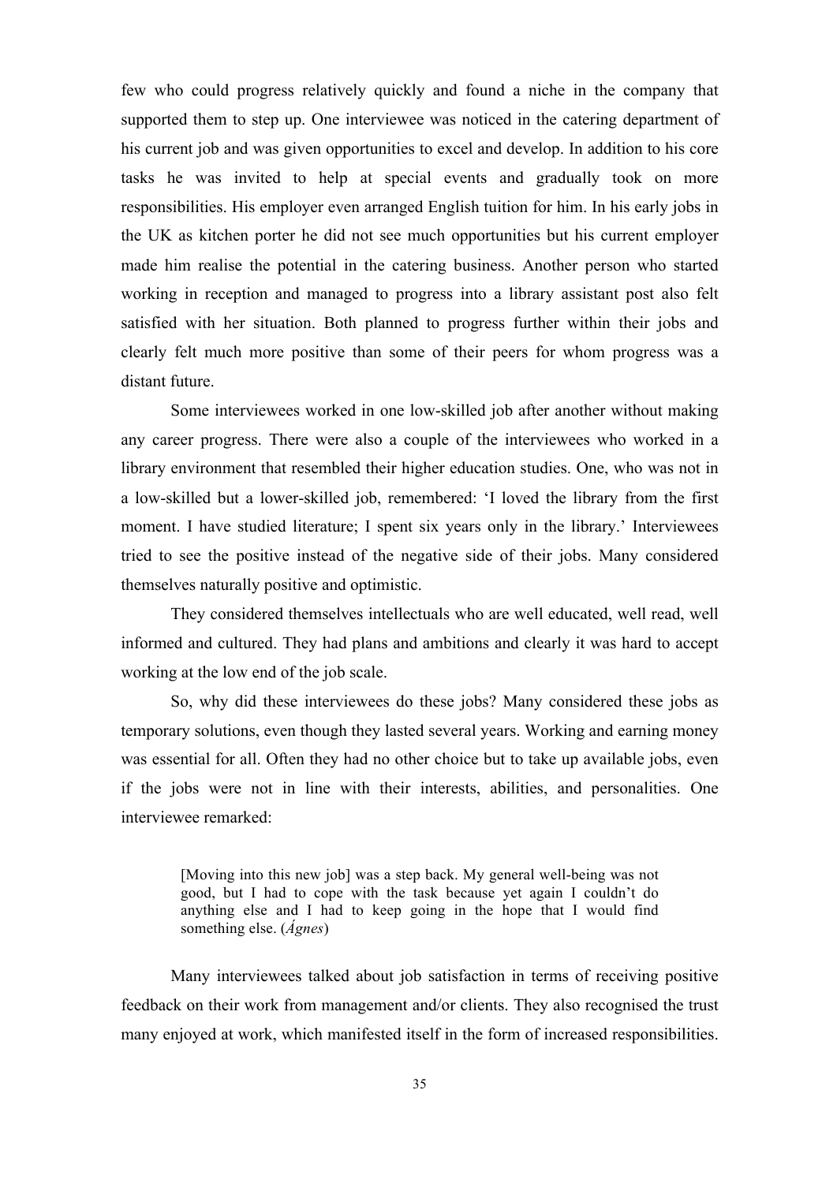few who could progress relatively quickly and found a niche in the company that supported them to step up. One interviewee was noticed in the catering department of his current job and was given opportunities to excel and develop. In addition to his core tasks he was invited to help at special events and gradually took on more responsibilities. His employer even arranged English tuition for him. In his early jobs in the UK as kitchen porter he did not see much opportunities but his current employer made him realise the potential in the catering business. Another person who started working in reception and managed to progress into a library assistant post also felt satisfied with her situation. Both planned to progress further within their jobs and clearly felt much more positive than some of their peers for whom progress was a distant future.

Some interviewees worked in one low-skilled job after another without making any career progress. There were also a couple of the interviewees who worked in a library environment that resembled their higher education studies. One, who was not in a low-skilled but a lower-skilled job, remembered: 'I loved the library from the first moment. I have studied literature; I spent six years only in the library.' Interviewees tried to see the positive instead of the negative side of their jobs. Many considered themselves naturally positive and optimistic.

They considered themselves intellectuals who are well educated, well read, well informed and cultured. They had plans and ambitions and clearly it was hard to accept working at the low end of the job scale.

So, why did these interviewees do these jobs? Many considered these jobs as temporary solutions, even though they lasted several years. Working and earning money was essential for all. Often they had no other choice but to take up available jobs, even if the jobs were not in line with their interests, abilities, and personalities. One interviewee remarked:

> [Moving into this new job] was a step back. My general well-being was not good, but I had to cope with the task because yet again I couldn't do anything else and I had to keep going in the hope that I would find something else. (*Ágnes*)

Many interviewees talked about job satisfaction in terms of receiving positive feedback on their work from management and/or clients. They also recognised the trust many enjoyed at work, which manifested itself in the form of increased responsibilities.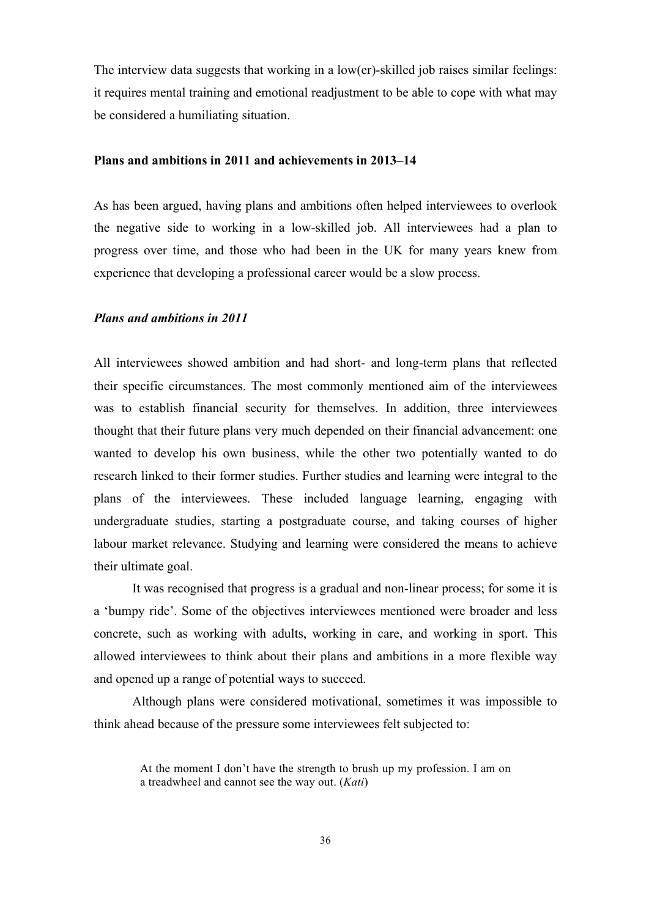The interview data suggests that working in a low(er)-skilled job raises similar feelings: it requires mental training and emotional readjustment to be able to cope with what may be considered a humiliating situation.

## Plans and ambitions in 2011 and achievements in 2013–14

As has been argued, having plans and ambitions often helped interviewees to overlook the negative side to working in a low-skilled job. All interviewees had a plan to progress over time, and those who had been in the UK for many years knew from experience that developing a professional career would be a slow process.

### *Plans and ambitions in 2011*

All interviewees showed ambition and had short- and long-term plans that reflected their specific circumstances. The most commonly mentioned aim of the interviewees was to establish financial security for themselves. In addition, three interviewees thought that their future plans very much depended on their financial advancement: one wanted to develop his own business, while the other two potentially wanted to do research linked to their former studies. Further studies and learning were integral to the plans of the interviewees. These included language learning, engaging with undergraduate studies, starting a postgraduate course, and taking courses of higher labour market relevance. Studying and learning were considered the means to achieve their ultimate goal.

It was recognised that progress is a gradual and non-linear process; for some it is a 'bumpy ride'. Some of the objectives interviewees mentioned were broader and less concrete, such as working with adults, working in care, and working in sport. This allowed interviewees to think about their plans and ambitions in a more flexible way and opened up a range of potential ways to succeed.

Although plans were considered motivational, sometimes it was impossible to think ahead because of the pressure some interviewees felt subjected to:

> At the moment I don't have the strength to brush up my profession. I am on a treadwheel and cannot see the way out. (*Kati*)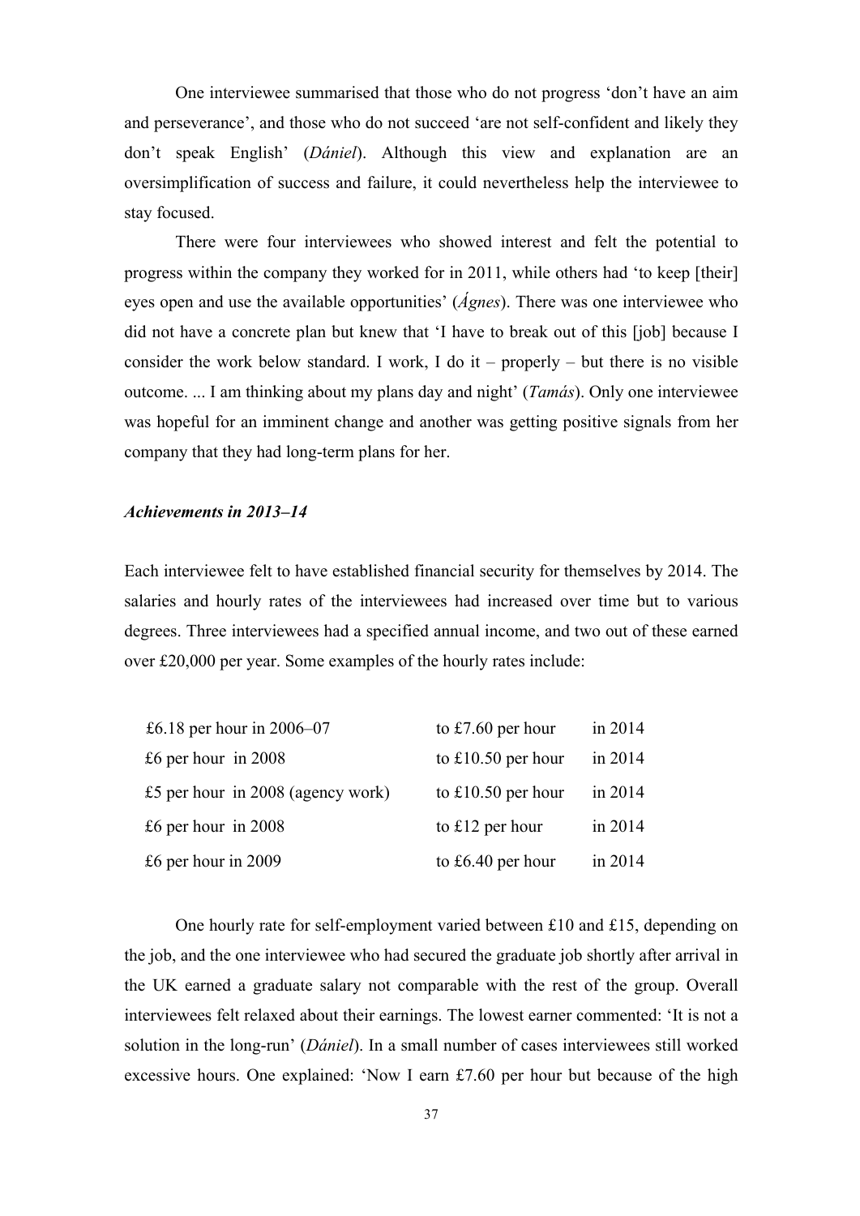One interviewee summarised that those who do not progress 'don't have an aim and perseverance', and those who do not succeed 'are not self-confident and likely they don't speak English' (*Dániel*). Although this view and explanation are an oversimplification of success and failure, it could nevertheless help the interviewee to stay focused.

There were four interviewees who showed interest and felt the potential to progress within the company they worked for in 2011, while others had 'to keep [their] eyes open and use the available opportunities' (*Ágnes*). There was one interviewee who did not have a concrete plan but knew that 'I have to break out of this [job] because I consider the work below standard. I work, I do it – properly – but there is no visible outcome. ... I am thinking about my plans day and night' (*Tamás*). Only one interviewee was hopeful for an imminent change and another was getting positive signals from her company that they had long-term plans for her.

### *Achievements in 2013–14*

Each interviewee felt to have established financial security for themselves by 2014. The salaries and hourly rates of the interviewees had increased over time but to various degrees. Three interviewees had a specified annual income, and two out of these earned over £20,000 per year. Some examples of the hourly rates include:

| | | |
|---|---|---|
| £6.18 per hour in 2006–07 | to £7.60 per hour | in 2014 |
| £6 per hour in 2008 | to £10.50 per hour | in 2014 |
| £5 per hour in 2008 (agency work) | to £10.50 per hour | in 2014 |
| £6 per hour in 2008 | to £12 per hour | in 2014 |
| £6 per hour in 2009 | to £6.40 per hour | in 2014 |

One hourly rate for self-employment varied between £10 and £15, depending on the job, and the one interviewee who had secured the graduate job shortly after arrival in the UK earned a graduate salary not comparable with the rest of the group. Overall interviewees felt relaxed about their earnings. The lowest earner commented: 'It is not a solution in the long-run' (*Dániel*). In a small number of cases interviewees still worked excessive hours. One explained: 'Now I earn £7.60 per hour but because of the high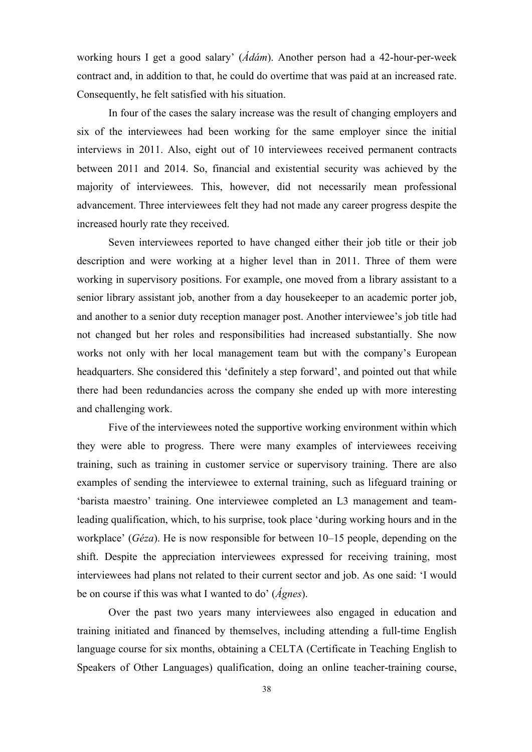working hours I get a good salary' (*Ádám*). Another person had a 42-hour-per-week contract and, in addition to that, he could do overtime that was paid at an increased rate. Consequently, he felt satisfied with his situation.

In four of the cases the salary increase was the result of changing employers and six of the interviewees had been working for the same employer since the initial interviews in 2011. Also, eight out of 10 interviewees received permanent contracts between 2011 and 2014. So, financial and existential security was achieved by the majority of interviewees. This, however, did not necessarily mean professional advancement. Three interviewees felt they had not made any career progress despite the increased hourly rate they received.

Seven interviewees reported to have changed either their job title or their job description and were working at a higher level than in 2011. Three of them were working in supervisory positions. For example, one moved from a library assistant to a senior library assistant job, another from a day housekeeper to an academic porter job, and another to a senior duty reception manager post. Another interviewee's job title had not changed but her roles and responsibilities had increased substantially. She now works not only with her local management team but with the company's European headquarters. She considered this 'definitely a step forward', and pointed out that while there had been redundancies across the company she ended up with more interesting and challenging work.

Five of the interviewees noted the supportive working environment within which they were able to progress. There were many examples of interviewees receiving training, such as training in customer service or supervisory training. There are also examples of sending the interviewee to external training, such as lifeguard training or 'barista maestro' training. One interviewee completed an L3 management and team-leading qualification, which, to his surprise, took place 'during working hours and in the workplace' (*Géza*). He is now responsible for between 10–15 people, depending on the shift. Despite the appreciation interviewees expressed for receiving training, most interviewees had plans not related to their current sector and job. As one said: 'I would be on course if this was what I wanted to do' (*Ágnes*).

Over the past two years many interviewees also engaged in education and training initiated and financed by themselves, including attending a full-time English language course for six months, obtaining a CELTA (Certificate in Teaching English to Speakers of Other Languages) qualification, doing an online teacher-training course,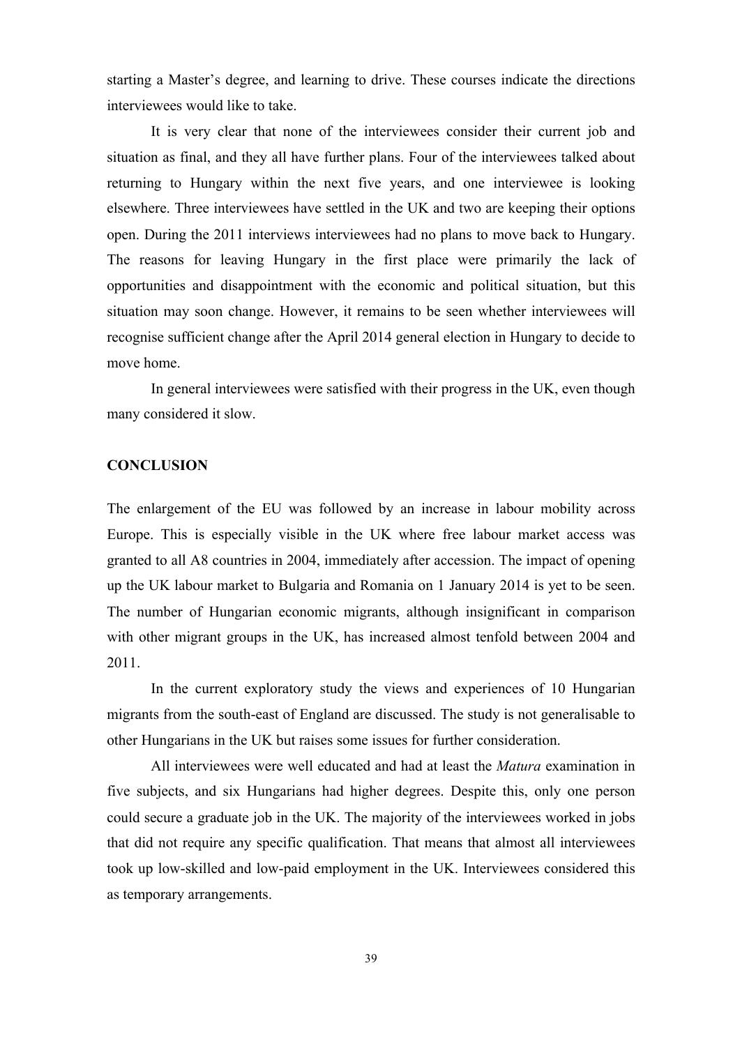starting a Master's degree, and learning to drive. These courses indicate the directions interviewees would like to take.

It is very clear that none of the interviewees consider their current job and situation as final, and they all have further plans. Four of the interviewees talked about returning to Hungary within the next five years, and one interviewee is looking elsewhere. Three interviewees have settled in the UK and two are keeping their options open. During the 2011 interviews interviewees had no plans to move back to Hungary. The reasons for leaving Hungary in the first place were primarily the lack of opportunities and disappointment with the economic and political situation, but this situation may soon change. However, it remains to be seen whether interviewees will recognise sufficient change after the April 2014 general election in Hungary to decide to move home.

In general interviewees were satisfied with their progress in the UK, even though many considered it slow.

## CONCLUSION

The enlargement of the EU was followed by an increase in labour mobility across Europe. This is especially visible in the UK where free labour market access was granted to all A8 countries in 2004, immediately after accession. The impact of opening up the UK labour market to Bulgaria and Romania on 1 January 2014 is yet to be seen. The number of Hungarian economic migrants, although insignificant in comparison with other migrant groups in the UK, has increased almost tenfold between 2004 and 2011.

In the current exploratory study the views and experiences of 10 Hungarian migrants from the south-east of England are discussed. The study is not generalisable to other Hungarians in the UK but raises some issues for further consideration.

All interviewees were well educated and had at least the *Matura* examination in five subjects, and six Hungarians had higher degrees. Despite this, only one person could secure a graduate job in the UK. The majority of the interviewees worked in jobs that did not require any specific qualification. That means that almost all interviewees took up low-skilled and low-paid employment in the UK. Interviewees considered this as temporary arrangements.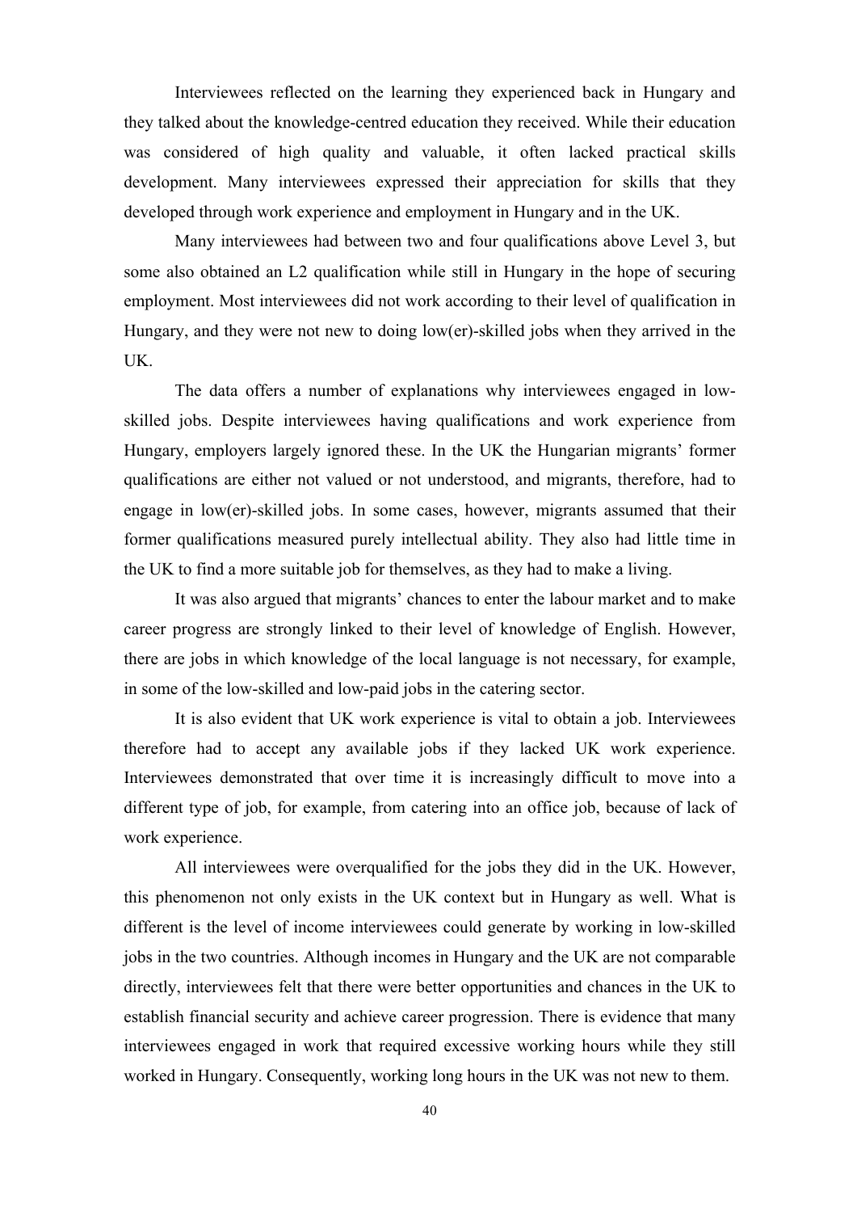Interviewees reflected on the learning they experienced back in Hungary and they talked about the knowledge-centred education they received. While their education was considered of high quality and valuable, it often lacked practical skills development. Many interviewees expressed their appreciation for skills that they developed through work experience and employment in Hungary and in the UK.

Many interviewees had between two and four qualifications above Level 3, but some also obtained an L2 qualification while still in Hungary in the hope of securing employment. Most interviewees did not work according to their level of qualification in Hungary, and they were not new to doing low(er)-skilled jobs when they arrived in the UK.

The data offers a number of explanations why interviewees engaged in low-skilled jobs. Despite interviewees having qualifications and work experience from Hungary, employers largely ignored these. In the UK the Hungarian migrants' former qualifications are either not valued or not understood, and migrants, therefore, had to engage in low(er)-skilled jobs. In some cases, however, migrants assumed that their former qualifications measured purely intellectual ability. They also had little time in the UK to find a more suitable job for themselves, as they had to make a living.

It was also argued that migrants' chances to enter the labour market and to make career progress are strongly linked to their level of knowledge of English. However, there are jobs in which knowledge of the local language is not necessary, for example, in some of the low-skilled and low-paid jobs in the catering sector.

It is also evident that UK work experience is vital to obtain a job. Interviewees therefore had to accept any available jobs if they lacked UK work experience. Interviewees demonstrated that over time it is increasingly difficult to move into a different type of job, for example, from catering into an office job, because of lack of work experience.

All interviewees were overqualified for the jobs they did in the UK. However, this phenomenon not only exists in the UK context but in Hungary as well. What is different is the level of income interviewees could generate by working in low-skilled jobs in the two countries. Although incomes in Hungary and the UK are not comparable directly, interviewees felt that there were better opportunities and chances in the UK to establish financial security and achieve career progression. There is evidence that many interviewees engaged in work that required excessive working hours while they still worked in Hungary. Consequently, working long hours in the UK was not new to them.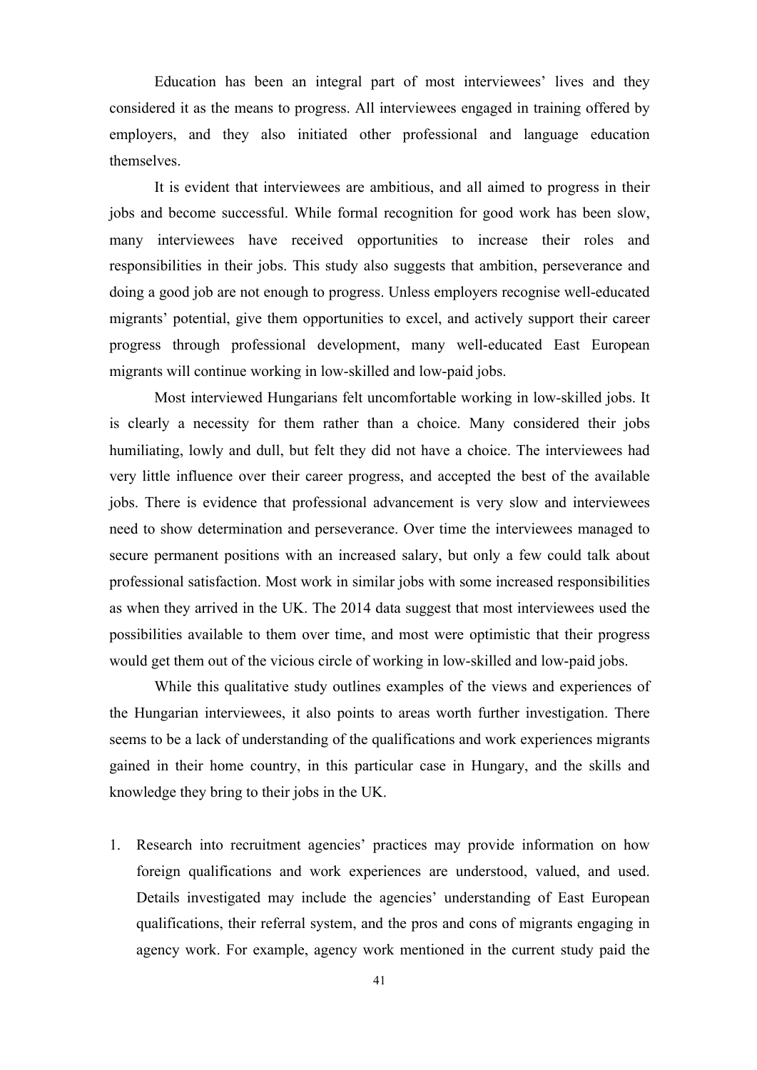Education has been an integral part of most interviewees' lives and they considered it as the means to progress. All interviewees engaged in training offered by employers, and they also initiated other professional and language education themselves.

It is evident that interviewees are ambitious, and all aimed to progress in their jobs and become successful. While formal recognition for good work has been slow, many interviewees have received opportunities to increase their roles and responsibilities in their jobs. This study also suggests that ambition, perseverance and doing a good job are not enough to progress. Unless employers recognise well-educated migrants' potential, give them opportunities to excel, and actively support their career progress through professional development, many well-educated East European migrants will continue working in low-skilled and low-paid jobs.

Most interviewed Hungarians felt uncomfortable working in low-skilled jobs. It is clearly a necessity for them rather than a choice. Many considered their jobs humiliating, lowly and dull, but felt they did not have a choice. The interviewees had very little influence over their career progress, and accepted the best of the available jobs. There is evidence that professional advancement is very slow and interviewees need to show determination and perseverance. Over time the interviewees managed to secure permanent positions with an increased salary, but only a few could talk about professional satisfaction. Most work in similar jobs with some increased responsibilities as when they arrived in the UK. The 2014 data suggest that most interviewees used the possibilities available to them over time, and most were optimistic that their progress would get them out of the vicious circle of working in low-skilled and low-paid jobs.

While this qualitative study outlines examples of the views and experiences of the Hungarian interviewees, it also points to areas worth further investigation. There seems to be a lack of understanding of the qualifications and work experiences migrants gained in their home country, in this particular case in Hungary, and the skills and knowledge they bring to their jobs in the UK.

1. Research into recruitment agencies' practices may provide information on how foreign qualifications and work experiences are understood, valued, and used. Details investigated may include the agencies' understanding of East European qualifications, their referral system, and the pros and cons of migrants engaging in agency work. For example, agency work mentioned in the current study paid the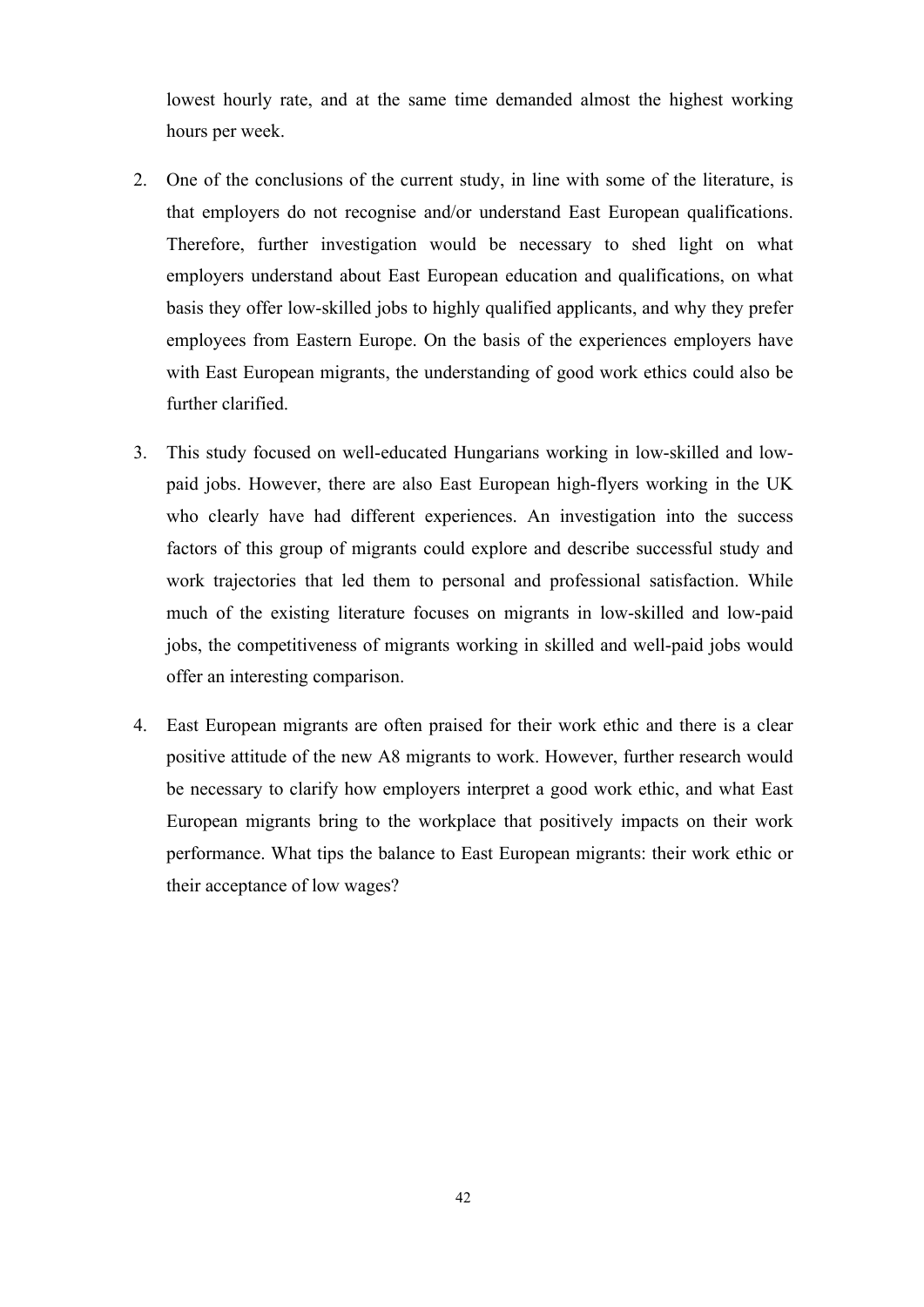lowest hourly rate, and at the same time demanded almost the highest working hours per week.

2. One of the conclusions of the current study, in line with some of the literature, is that employers do not recognise and/or understand East European qualifications. Therefore, further investigation would be necessary to shed light on what employers understand about East European education and qualifications, on what basis they offer low-skilled jobs to highly qualified applicants, and why they prefer employees from Eastern Europe. On the basis of the experiences employers have with East European migrants, the understanding of good work ethics could also be further clarified.

3. This study focused on well-educated Hungarians working in low-skilled and low-paid jobs. However, there are also East European high-flyers working in the UK who clearly have had different experiences. An investigation into the success factors of this group of migrants could explore and describe successful study and work trajectories that led them to personal and professional satisfaction. While much of the existing literature focuses on migrants in low-skilled and low-paid jobs, the competitiveness of migrants working in skilled and well-paid jobs would offer an interesting comparison.

4. East European migrants are often praised for their work ethic and there is a clear positive attitude of the new A8 migrants to work. However, further research would be necessary to clarify how employers interpret a good work ethic, and what East European migrants bring to the workplace that positively impacts on their work performance. What tips the balance to East European migrants: their work ethic or their acceptance of low wages?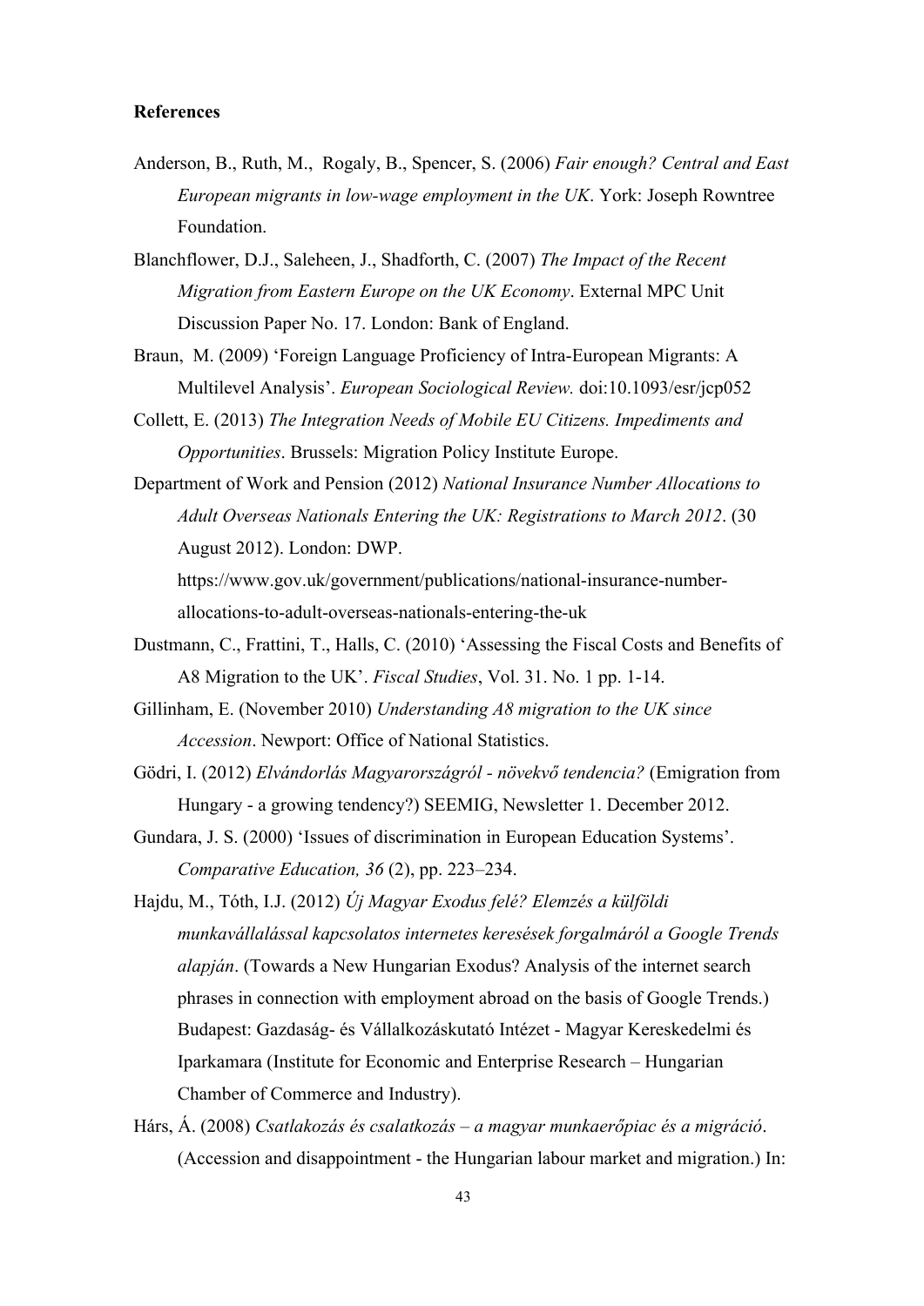**References**

Anderson, B., Ruth, M., Rogaly, B., Spencer, S. (2006) *Fair enough? Central and East European migrants in low-wage employment in the UK*. York: Joseph Rowntree Foundation.

Blanchflower, D.J., Saleheen, J., Shadforth, C. (2007) *The Impact of the Recent Migration from Eastern Europe on the UK Economy*. External MPC Unit Discussion Paper No. 17. London: Bank of England.

Braun, M. (2009) 'Foreign Language Proficiency of Intra-European Migrants: A Multilevel Analysis'. *European Sociological Review.* doi:10.1093/esr/jcp052

Collett, E. (2013) *The Integration Needs of Mobile EU Citizens. Impediments and Opportunities*. Brussels: Migration Policy Institute Europe.

Department of Work and Pension (2012) *National Insurance Number Allocations to Adult Overseas Nationals Entering the UK: Registrations to March 2012*. (30 August 2012). London: DWP. https://www.gov.uk/government/publications/national-insurance-number-allocations-to-adult-overseas-nationals-entering-the-uk

Dustmann, C., Frattini, T., Halls, C. (2010) 'Assessing the Fiscal Costs and Benefits of A8 Migration to the UK'. *Fiscal Studies*, Vol. 31. No. 1 pp. 1-14.

Gillinham, E. (November 2010) *Understanding A8 migration to the UK since Accession*. Newport: Office of National Statistics.

Gödri, I. (2012) *Elvándorlás Magyarországról - növekvő tendencia?* (Emigration from Hungary - a growing tendency?) SEEMIG, Newsletter 1. December 2012.

Gundara, J. S. (2000) 'Issues of discrimination in European Education Systems'. *Comparative Education, 36* (2), pp. 223–234.

Hajdu, M., Tóth, I.J. (2012) *Új Magyar Exodus felé? Elemzés a külföldi munkavállalással kapcsolatos internetes keresések forgalmáról a Google Trends alapján*. (Towards a New Hungarian Exodus? Analysis of the internet search phrases in connection with employment abroad on the basis of Google Trends.) Budapest: Gazdaság- és Vállalkozáskutató Intézet - Magyar Kereskedelmi és Iparkamara (Institute for Economic and Enterprise Research – Hungarian Chamber of Commerce and Industry).

Hárs, Á. (2008) *Csatlakozás és csalatkozás – a magyar munkaerőpiac és a migráció*. (Accession and disappointment - the Hungarian labour market and migration.) In: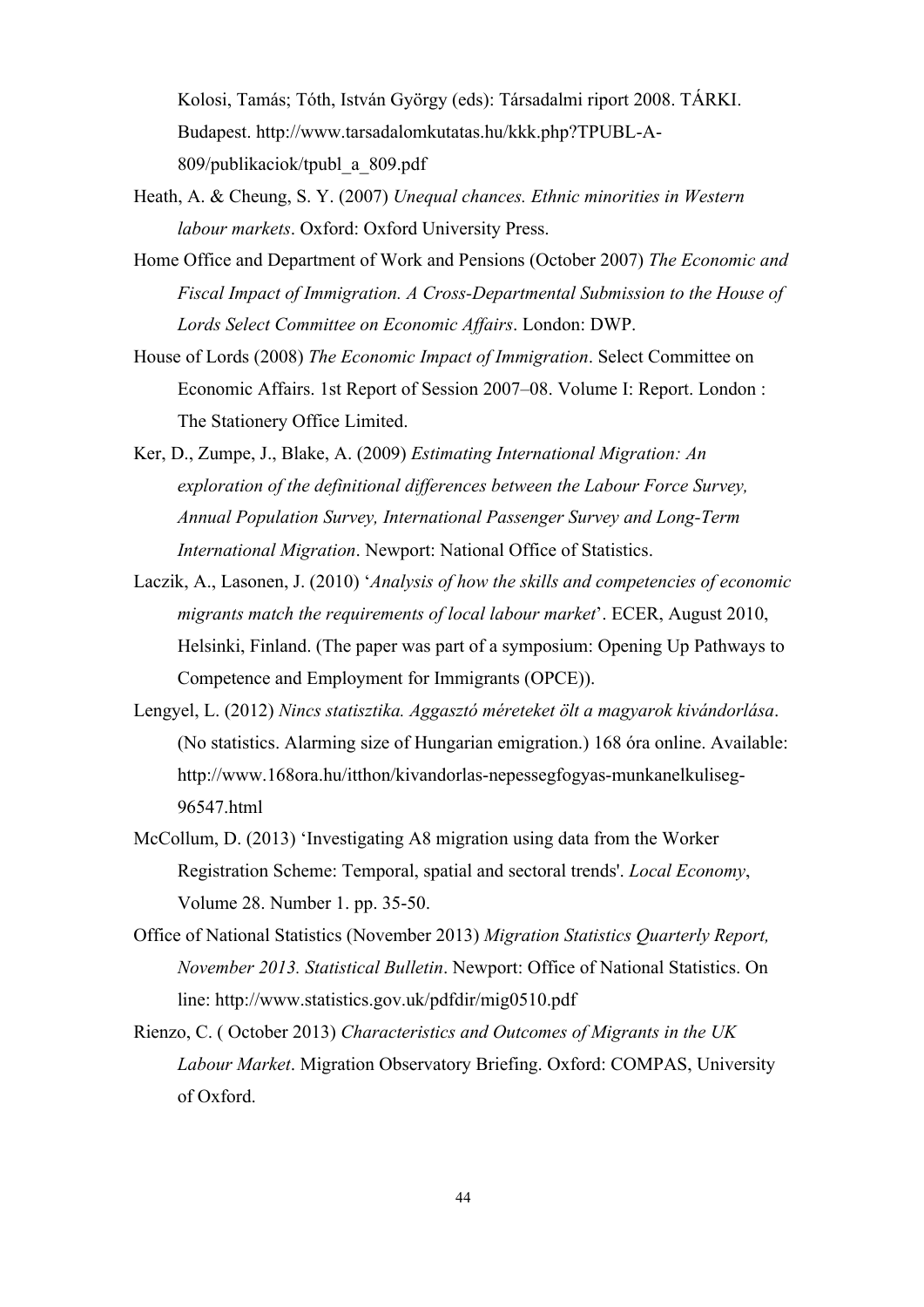Kolosi, Tamás; Tóth, István György (eds): Társadalmi riport 2008. TÁRKI. Budapest. http://www.tarsadalomkutatas.hu/kkk.php?TPUBL-A-809/publikaciok/tpubl_a_809.pdf

Heath, A. & Cheung, S. Y. (2007) *Unequal chances. Ethnic minorities in Western labour markets*. Oxford: Oxford University Press.

Home Office and Department of Work and Pensions (October 2007) *The Economic and Fiscal Impact of Immigration. A Cross-Departmental Submission to the House of Lords Select Committee on Economic Affairs*. London: DWP.

House of Lords (2008) *The Economic Impact of Immigration*. Select Committee on Economic Affairs. 1st Report of Session 2007–08. Volume I: Report. London : The Stationery Office Limited.

Ker, D., Zumpe, J., Blake, A. (2009) *Estimating International Migration: An exploration of the definitional differences between the Labour Force Survey, Annual Population Survey, International Passenger Survey and Long-Term International Migration*. Newport: National Office of Statistics.

Laczik, A., Lasonen, J. (2010) '*Analysis of how the skills and competencies of economic migrants match the requirements of local labour market*'. ECER, August 2010, Helsinki, Finland. (The paper was part of a symposium: Opening Up Pathways to Competence and Employment for Immigrants (OPCE)).

Lengyel, L. (2012) *Nincs statisztika. Aggasztó méreteket ölt a magyarok kivándorlása*. (No statistics. Alarming size of Hungarian emigration.) 168 óra online. Available: http://www.168ora.hu/itthon/kivandorlas-nepessegfogyas-munkanelkuliseg-96547.html

McCollum, D. (2013) 'Investigating A8 migration using data from the Worker Registration Scheme: Temporal, spatial and sectoral trends'. *Local Economy*, Volume 28. Number 1. pp. 35-50.

Office of National Statistics (November 2013) *Migration Statistics Quarterly Report, November 2013. Statistical Bulletin*. Newport: Office of National Statistics. On line: http://www.statistics.gov.uk/pdfdir/mig0510.pdf

Rienzo, C. ( October 2013) *Characteristics and Outcomes of Migrants in the UK Labour Market*. Migration Observatory Briefing. Oxford: COMPAS, University of Oxford.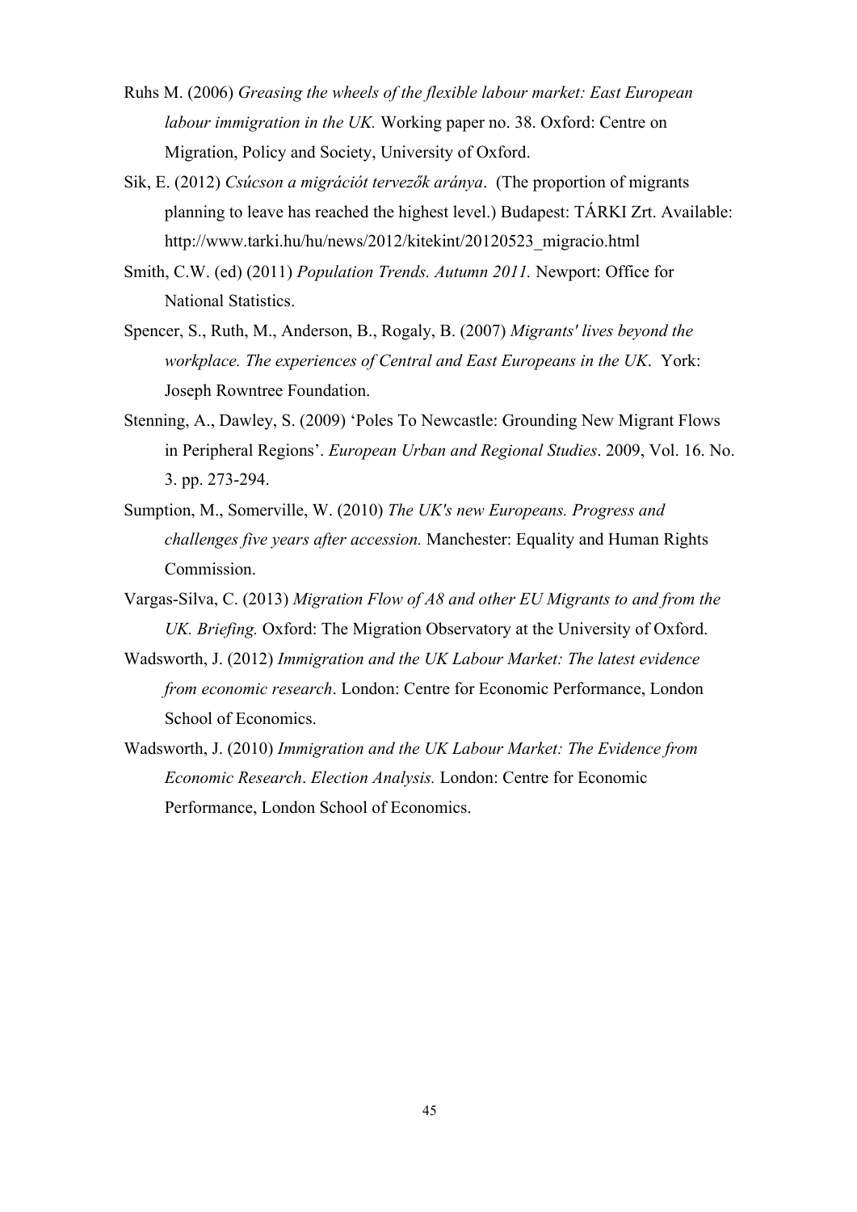Ruhs M. (2006) *Greasing the wheels of the flexible labour market: East European labour immigration in the UK.* Working paper no. 38. Oxford: Centre on Migration, Policy and Society, University of Oxford.

Sik, E. (2012) *Csúcson a migrációt tervezők aránya*. (The proportion of migrants planning to leave has reached the highest level.) Budapest: TÁRKI Zrt. Available: http://www.tarki.hu/hu/news/2012/kitekint/20120523_migracio.html

Smith, C.W. (ed) (2011) *Population Trends. Autumn 2011.* Newport: Office for National Statistics.

Spencer, S., Ruth, M., Anderson, B., Rogaly, B. (2007) *Migrants' lives beyond the workplace. The experiences of Central and East Europeans in the UK*. York: Joseph Rowntree Foundation.

Stenning, A., Dawley, S. (2009) 'Poles To Newcastle: Grounding New Migrant Flows in Peripheral Regions'. *European Urban and Regional Studies*. 2009, Vol. 16. No. 3. pp. 273-294.

Sumption, M., Somerville, W. (2010) *The UK's new Europeans. Progress and challenges five years after accession.* Manchester: Equality and Human Rights Commission.

Vargas-Silva, C. (2013) *Migration Flow of A8 and other EU Migrants to and from the UK. Briefing.* Oxford: The Migration Observatory at the University of Oxford.

Wadsworth, J. (2012) *Immigration and the UK Labour Market: The latest evidence from economic research*. London: Centre for Economic Performance, London School of Economics.

Wadsworth, J. (2010) *Immigration and the UK Labour Market: The Evidence from Economic Research*. *Election Analysis.* London: Centre for Economic Performance, London School of Economics.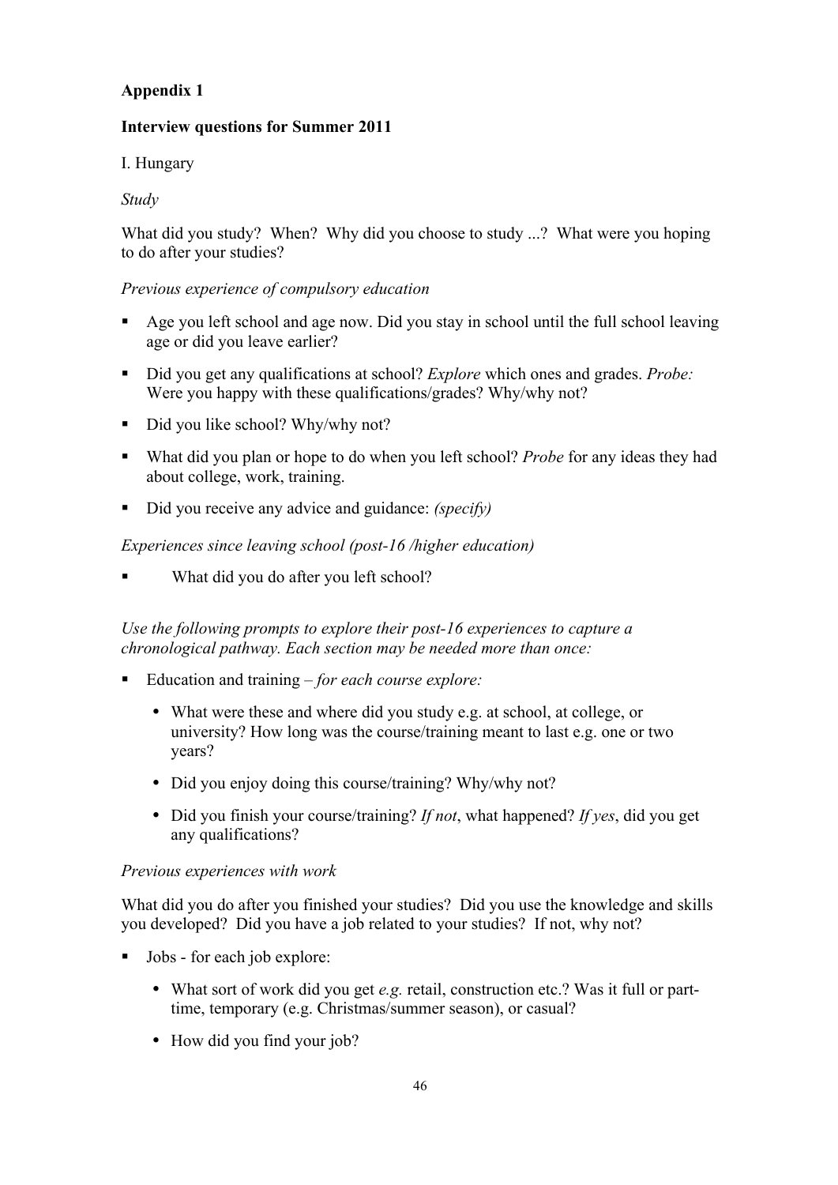**Appendix 1**

**Interview questions for Summer 2011**

I. Hungary

*Study*

What did you study? When? Why did you choose to study ...? What were you hoping to do after your studies?

*Previous experience of compulsory education*

- Age you left school and age now. Did you stay in school until the full school leaving age or did you leave earlier?
- Did you get any qualifications at school? *Explore* which ones and grades. *Probe:* Were you happy with these qualifications/grades? Why/why not?
- Did you like school? Why/why not?
- What did you plan or hope to do when you left school? *Probe* for any ideas they had about college, work, training.
- Did you receive any advice and guidance: *(specify)*

*Experiences since leaving school (post-16 /higher education)*

- What did you do after you left school?

*Use the following prompts to explore their post-16 experiences to capture a chronological pathway. Each section may be needed more than once:*

- Education and training – *for each course explore:*
  - What were these and where did you study e.g. at school, at college, or university? How long was the course/training meant to last e.g. one or two years?
  - Did you enjoy doing this course/training? Why/why not?
  - Did you finish your course/training? *If not*, what happened? *If yes*, did you get any qualifications?

*Previous experiences with work*

What did you do after you finished your studies? Did you use the knowledge and skills you developed? Did you have a job related to your studies? If not, why not?

- Jobs - for each job explore:
  - What sort of work did you get *e.g.* retail, construction etc.? Was it full or part-time, temporary (e.g. Christmas/summer season), or casual?
  - How did you find your job?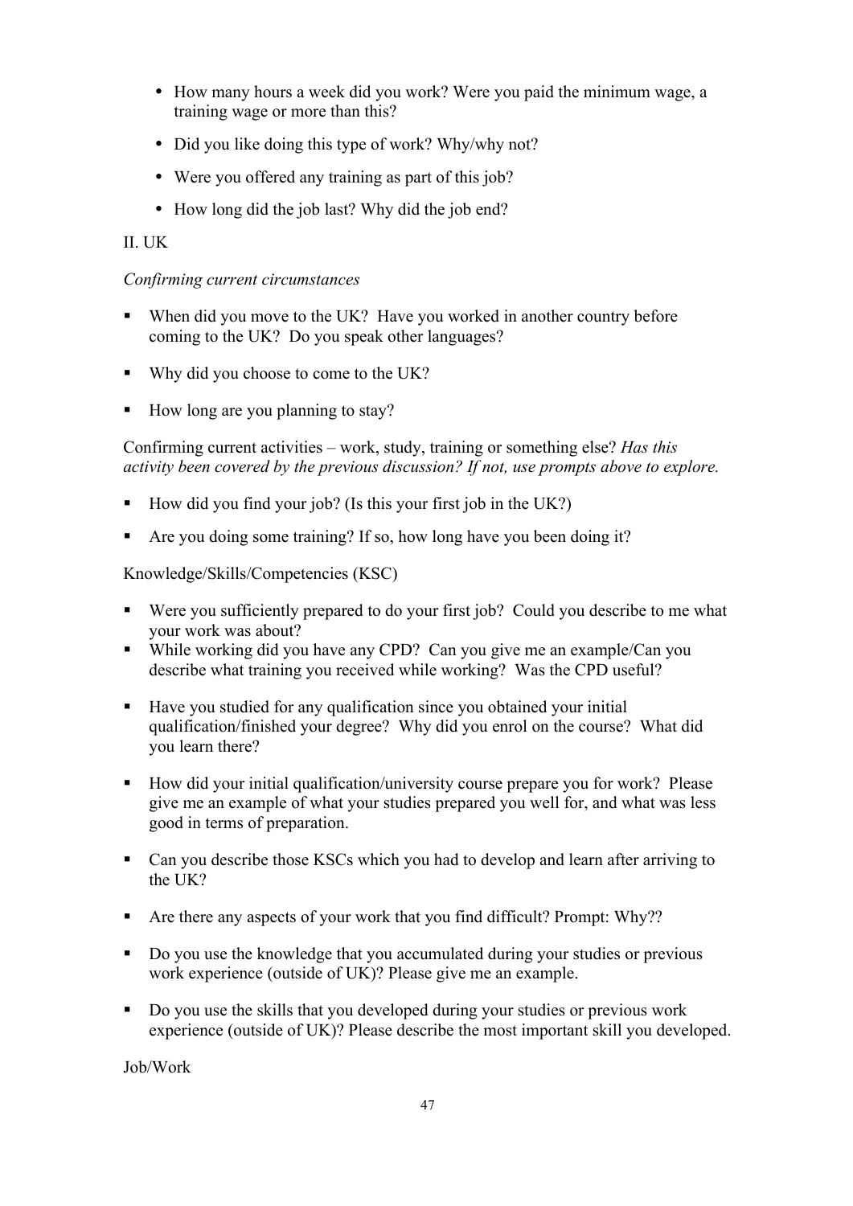- How many hours a week did you work? Were you paid the minimum wage, a training wage or more than this?
- Did you like doing this type of work? Why/why not?
- Were you offered any training as part of this job?
- How long did the job last? Why did the job end?

II. UK

*Confirming current circumstances*

- When did you move to the UK? Have you worked in another country before coming to the UK? Do you speak other languages?
- Why did you choose to come to the UK?
- How long are you planning to stay?

Confirming current activities – work, study, training or something else? *Has this activity been covered by the previous discussion? If not, use prompts above to explore.*

- How did you find your job? (Is this your first job in the UK?)
- Are you doing some training? If so, how long have you been doing it?

Knowledge/Skills/Competencies (KSC)

- Were you sufficiently prepared to do your first job? Could you describe to me what your work was about?
- While working did you have any CPD? Can you give me an example/Can you describe what training you received while working? Was the CPD useful?
- Have you studied for any qualification since you obtained your initial qualification/finished your degree? Why did you enrol on the course? What did you learn there?
- How did your initial qualification/university course prepare you for work? Please give me an example of what your studies prepared you well for, and what was less good in terms of preparation.
- Can you describe those KSCs which you had to develop and learn after arriving to the UK?
- Are there any aspects of your work that you find difficult? Prompt: Why??
- Do you use the knowledge that you accumulated during your studies or previous work experience (outside of UK)? Please give me an example.
- Do you use the skills that you developed during your studies or previous work experience (outside of UK)? Please describe the most important skill you developed.

Job/Work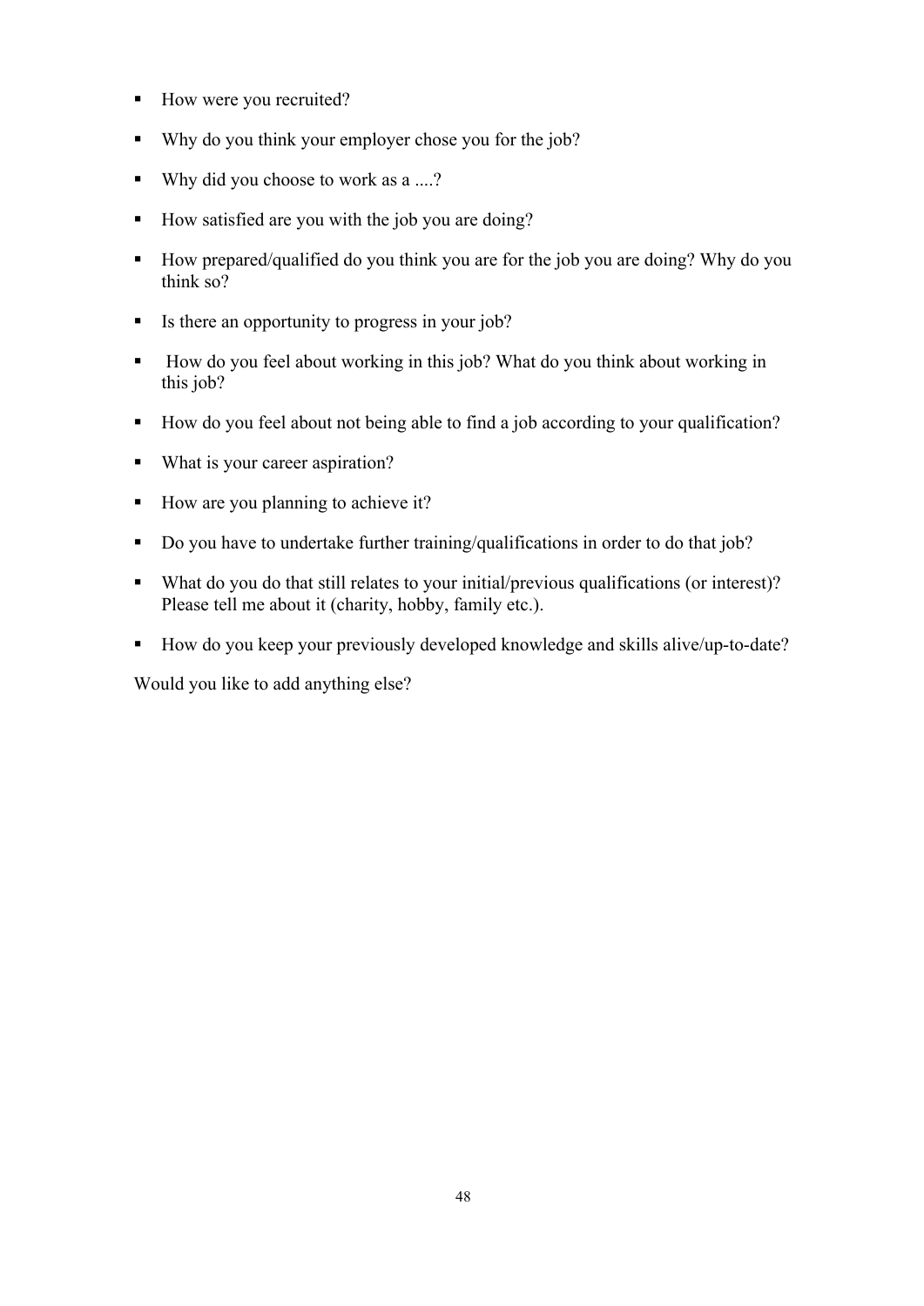- How were you recruited?
- Why do you think your employer chose you for the job?
- Why did you choose to work as a ....?
- How satisfied are you with the job you are doing?
- How prepared/qualified do you think you are for the job you are doing? Why do you think so?
- Is there an opportunity to progress in your job?
- How do you feel about working in this job? What do you think about working in this job?
- How do you feel about not being able to find a job according to your qualification?
- What is your career aspiration?
- How are you planning to achieve it?
- Do you have to undertake further training/qualifications in order to do that job?
- What do you do that still relates to your initial/previous qualifications (or interest)? Please tell me about it (charity, hobby, family etc.).
- How do you keep your previously developed knowledge and skills alive/up-to-date?

Would you like to add anything else?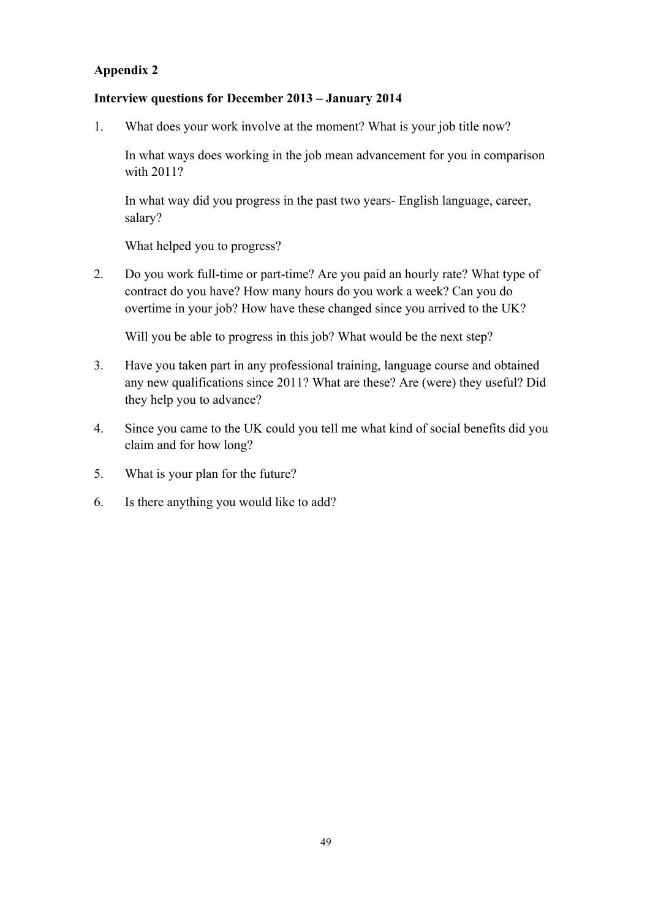**Appendix 2**

**Interview questions for December 2013 – January 2014**

1. What does your work involve at the moment? What is your job title now?

   In what ways does working in the job mean advancement for you in comparison with 2011?

   In what way did you progress in the past two years- English language, career, salary?

   What helped you to progress?

2. Do you work full-time or part-time? Are you paid an hourly rate? What type of contract do you have? How many hours do you work a week? Can you do overtime in your job? How have these changed since you arrived to the UK?

   Will you be able to progress in this job? What would be the next step?

3. Have you taken part in any professional training, language course and obtained any new qualifications since 2011? What are these? Are (were) they useful? Did they help you to advance?

4. Since you came to the UK could you tell me what kind of social benefits did you claim and for how long?

5. What is your plan for the future?

6. Is there anything you would like to add?